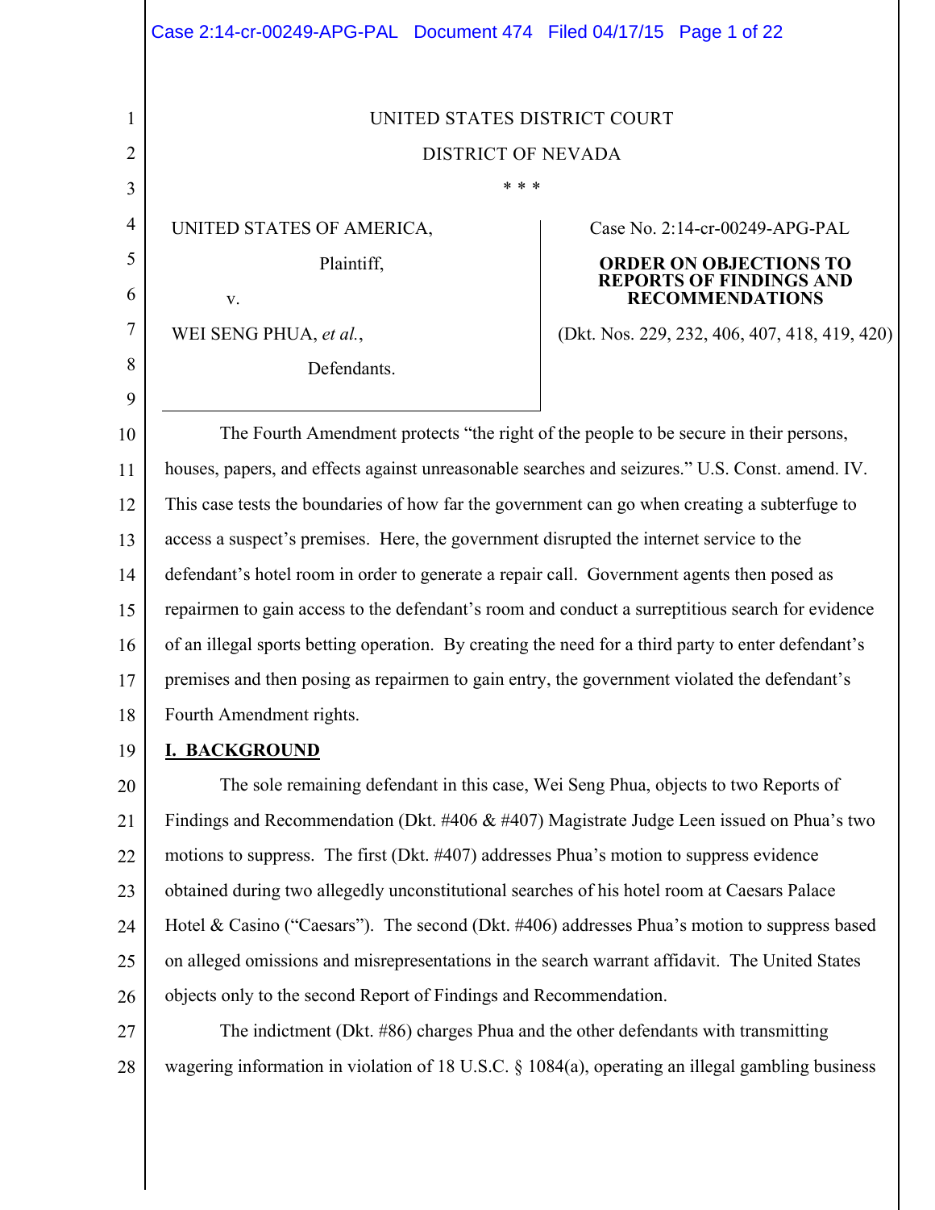UNITED STATES DISTRICT COURT

DISTRICT OF NEVADA

\* \* \*

| | |
|---|---|
| UNITED STATES OF AMERICA,<br><br>Plaintiff,<br><br>v.<br><br>WEI SENG PHUA, *et al.*,<br><br>Defendants. | Case No. 2:14-cr-00249-APG-PAL<br><br>**ORDER ON OBJECTIONS TO REPORTS OF FINDINGS AND RECOMMENDATIONS**<br><br>(Dkt. Nos. 229, 232, 406, 407, 418, 419, 420) |

The Fourth Amendment protects "the right of the people to be secure in their persons, houses, papers, and effects against unreasonable searches and seizures." U.S. Const. amend. IV. This case tests the boundaries of how far the government can go when creating a subterfuge to access a suspect's premises. Here, the government disrupted the internet service to the defendant's hotel room in order to generate a repair call. Government agents then posed as repairmen to gain access to the defendant's room and conduct a surreptitious search for evidence of an illegal sports betting operation. By creating the need for a third party to enter defendant's premises and then posing as repairmen to gain entry, the government violated the defendant's Fourth Amendment rights.

## I. BACKGROUND

The sole remaining defendant in this case, Wei Seng Phua, objects to two Reports of Findings and Recommendation (Dkt. #406 & #407) Magistrate Judge Leen issued on Phua's two motions to suppress. The first (Dkt. #407) addresses Phua's motion to suppress evidence obtained during two allegedly unconstitutional searches of his hotel room at Caesars Palace Hotel & Casino ("Caesars"). The second (Dkt. #406) addresses Phua's motion to suppress based on alleged omissions and misrepresentations in the search warrant affidavit. The United States objects only to the second Report of Findings and Recommendation.

The indictment (Dkt. #86) charges Phua and the other defendants with transmitting wagering information in violation of 18 U.S.C. § 1084(a), operating an illegal gambling business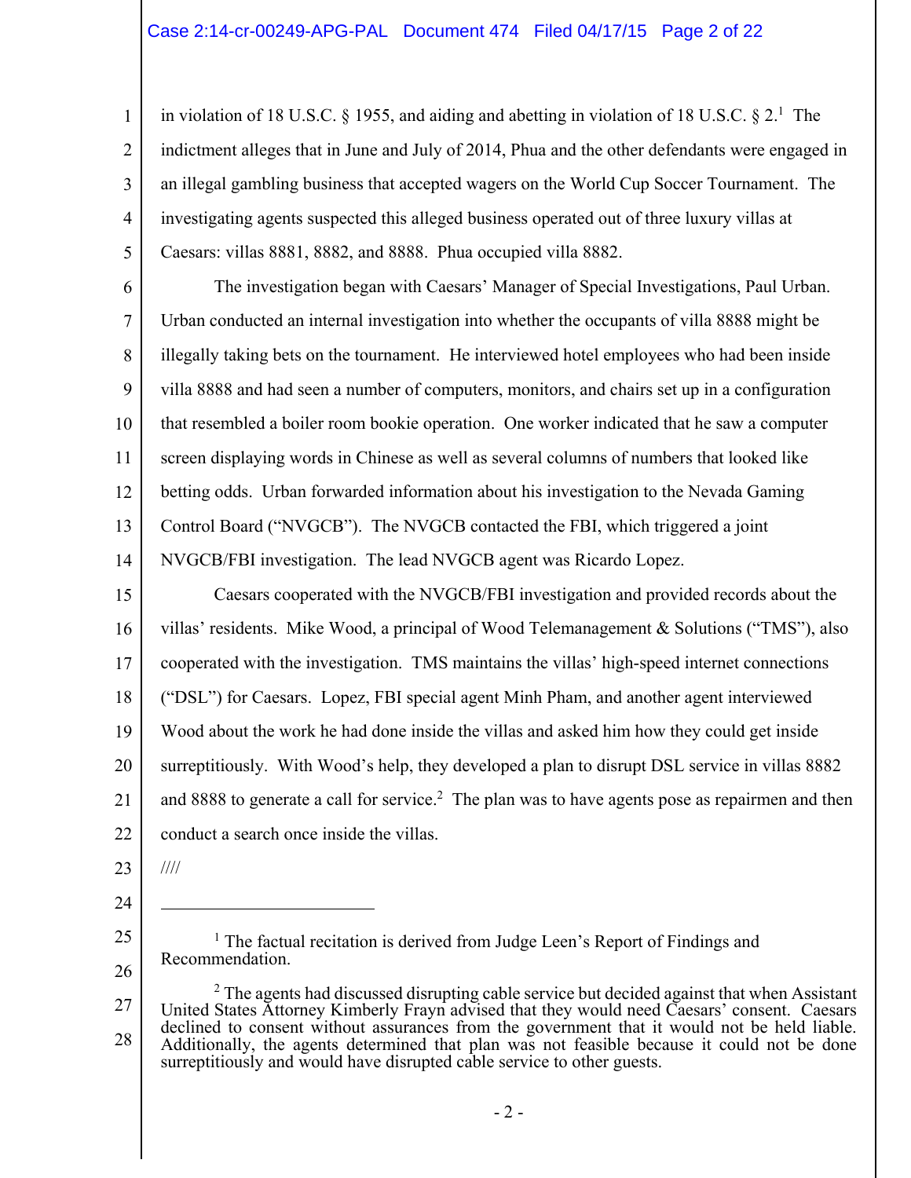in violation of 18 U.S.C. § 1955, and aiding and abetting in violation of 18 U.S.C. § 2.[1] The indictment alleges that in June and July of 2014, Phua and the other defendants were engaged in an illegal gambling business that accepted wagers on the World Cup Soccer Tournament. The investigating agents suspected this alleged business operated out of three luxury villas at Caesars: villas 8881, 8882, and 8888. Phua occupied villa 8882.

The investigation began with Caesars' Manager of Special Investigations, Paul Urban. Urban conducted an internal investigation into whether the occupants of villa 8888 might be illegally taking bets on the tournament. He interviewed hotel employees who had been inside villa 8888 and had seen a number of computers, monitors, and chairs set up in a configuration that resembled a boiler room bookie operation. One worker indicated that he saw a computer screen displaying words in Chinese as well as several columns of numbers that looked like betting odds. Urban forwarded information about his investigation to the Nevada Gaming Control Board ("NVGCB"). The NVGCB contacted the FBI, which triggered a joint NVGCB/FBI investigation. The lead NVGCB agent was Ricardo Lopez.

Caesars cooperated with the NVGCB/FBI investigation and provided records about the villas' residents. Mike Wood, a principal of Wood Telemanagement & Solutions ("TMS"), also cooperated with the investigation. TMS maintains the villas' high-speed internet connections ("DSL") for Caesars. Lopez, FBI special agent Minh Pham, and another agent interviewed Wood about the work he had done inside the villas and asked him how they could get inside surreptitiously. With Wood's help, they developed a plan to disrupt DSL service in villas 8882 and 8888 to generate a call for service.[2] The plan was to have agents pose as repairmen and then conduct a search once inside the villas.

////

---

[1] The factual recitation is derived from Judge Leen's Report of Findings and Recommendation.

[2] The agents had discussed disrupting cable service but decided against that when Assistant United States Attorney Kimberly Frayn advised that they would need Caesars' consent. Caesars declined to consent without assurances from the government that it would not be held liable. Additionally, the agents determined that plan was not feasible because it could not be done surreptitiously and would have disrupted cable service to other guests.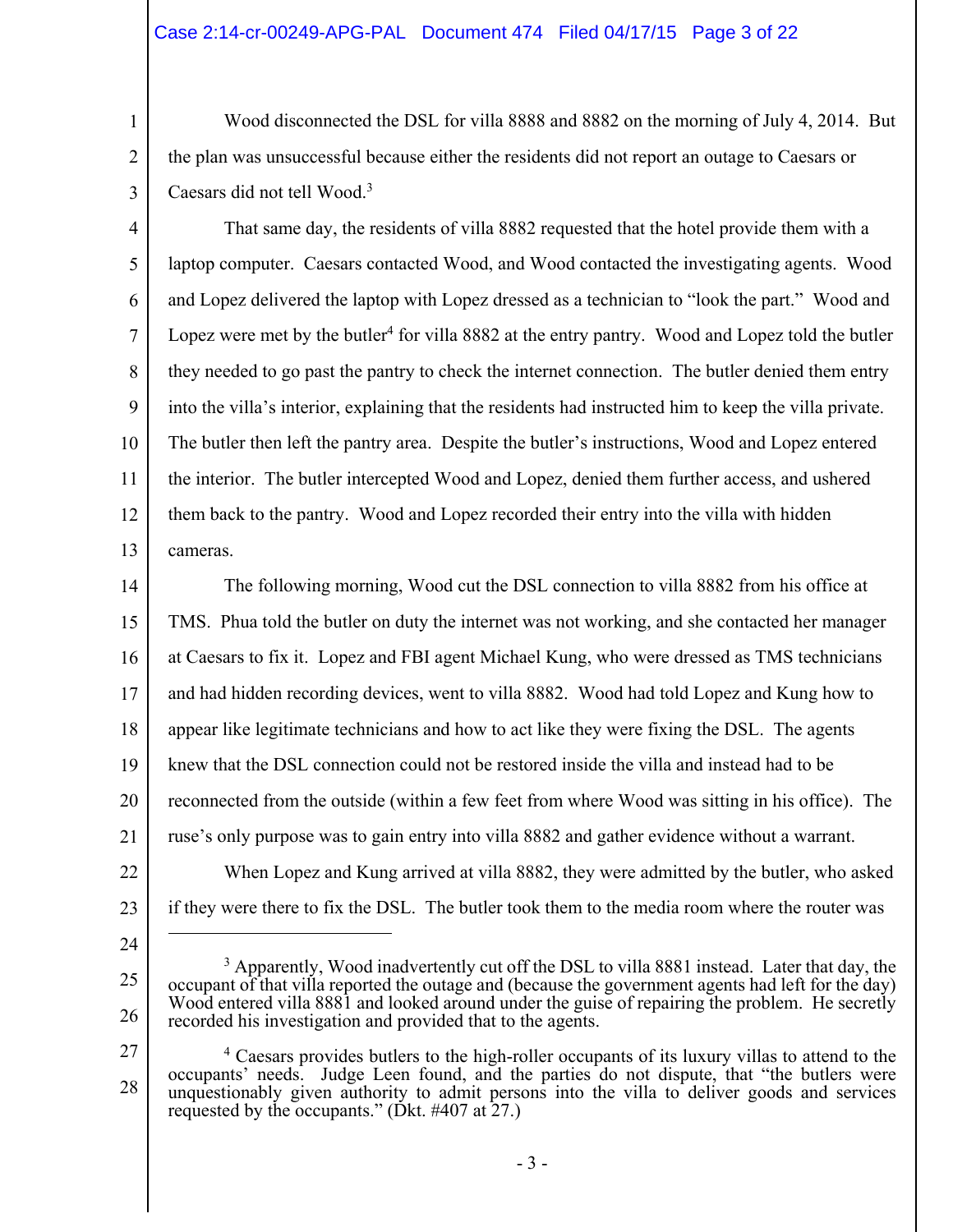Wood disconnected the DSL for villa 8888 and 8882 on the morning of July 4, 2014. But the plan was unsuccessful because either the residents did not report an outage to Caesars or Caesars did not tell Wood.[3]

That same day, the residents of villa 8882 requested that the hotel provide them with a laptop computer. Caesars contacted Wood, and Wood contacted the investigating agents. Wood and Lopez delivered the laptop with Lopez dressed as a technician to "look the part." Wood and Lopez were met by the butler[4] for villa 8882 at the entry pantry. Wood and Lopez told the butler they needed to go past the pantry to check the internet connection. The butler denied them entry into the villa's interior, explaining that the residents had instructed him to keep the villa private. The butler then left the pantry area. Despite the butler's instructions, Wood and Lopez entered the interior. The butler intercepted Wood and Lopez, denied them further access, and ushered them back to the pantry. Wood and Lopez recorded their entry into the villa with hidden cameras.

The following morning, Wood cut the DSL connection to villa 8882 from his office at TMS. Phua told the butler on duty the internet was not working, and she contacted her manager at Caesars to fix it. Lopez and FBI agent Michael Kung, who were dressed as TMS technicians and had hidden recording devices, went to villa 8882. Wood had told Lopez and Kung how to appear like legitimate technicians and how to act like they were fixing the DSL. The agents knew that the DSL connection could not be restored inside the villa and instead had to be reconnected from the outside (within a few feet from where Wood was sitting in his office). The ruse's only purpose was to gain entry into villa 8882 and gather evidence without a warrant.

When Lopez and Kung arrived at villa 8882, they were admitted by the butler, who asked if they were there to fix the DSL. The butler took them to the media room where the router was

---

[3] Apparently, Wood inadvertently cut off the DSL to villa 8881 instead. Later that day, the occupant of that villa reported the outage and (because the government agents had left for the day) Wood entered villa 8881 and looked around under the guise of repairing the problem. He secretly recorded his investigation and provided that to the agents.

[4] Caesars provides butlers to the high-roller occupants of its luxury villas to attend to the occupants' needs. Judge Leen found, and the parties do not dispute, that "the butlers were unquestionably given authority to admit persons into the villa to deliver goods and services requested by the occupants." (Dkt. #407 at 27.)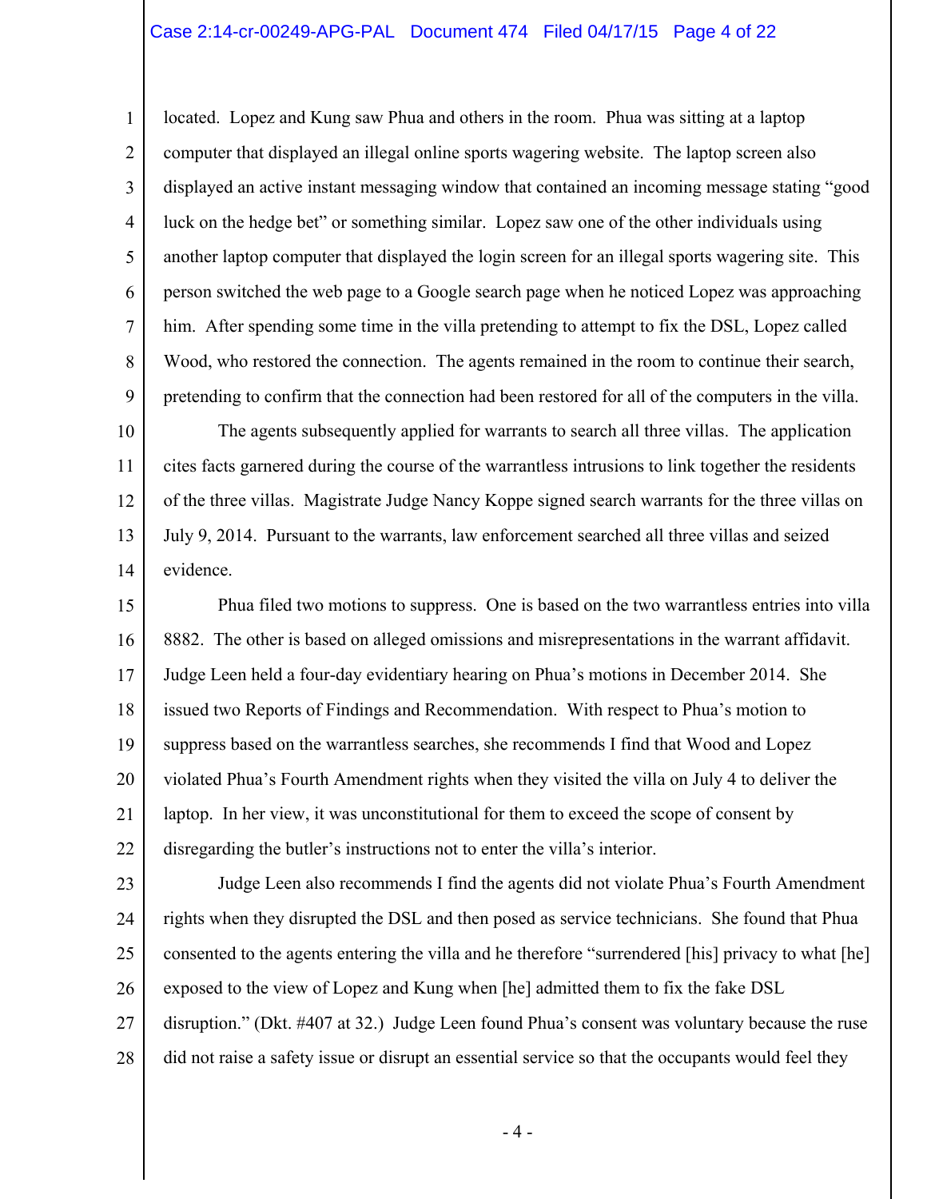located. Lopez and Kung saw Phua and others in the room. Phua was sitting at a laptop computer that displayed an illegal online sports wagering website. The laptop screen also displayed an active instant messaging window that contained an incoming message stating "good luck on the hedge bet" or something similar. Lopez saw one of the other individuals using another laptop computer that displayed the login screen for an illegal sports wagering site. This person switched the web page to a Google search page when he noticed Lopez was approaching him. After spending some time in the villa pretending to attempt to fix the DSL, Lopez called Wood, who restored the connection. The agents remained in the room to continue their search, pretending to confirm that the connection had been restored for all of the computers in the villa.

The agents subsequently applied for warrants to search all three villas. The application cites facts garnered during the course of the warrantless intrusions to link together the residents of the three villas. Magistrate Judge Nancy Koppe signed search warrants for the three villas on July 9, 2014. Pursuant to the warrants, law enforcement searched all three villas and seized evidence.

Phua filed two motions to suppress. One is based on the two warrantless entries into villa 8882. The other is based on alleged omissions and misrepresentations in the warrant affidavit. Judge Leen held a four-day evidentiary hearing on Phua's motions in December 2014. She issued two Reports of Findings and Recommendation. With respect to Phua's motion to suppress based on the warrantless searches, she recommends I find that Wood and Lopez violated Phua's Fourth Amendment rights when they visited the villa on July 4 to deliver the laptop. In her view, it was unconstitutional for them to exceed the scope of consent by disregarding the butler's instructions not to enter the villa's interior.

Judge Leen also recommends I find the agents did not violate Phua's Fourth Amendment rights when they disrupted the DSL and then posed as service technicians. She found that Phua consented to the agents entering the villa and he therefore "surrendered [his] privacy to what [he] exposed to the view of Lopez and Kung when [he] admitted them to fix the fake DSL disruption." (Dkt. #407 at 32.) Judge Leen found Phua's consent was voluntary because the ruse did not raise a safety issue or disrupt an essential service so that the occupants would feel they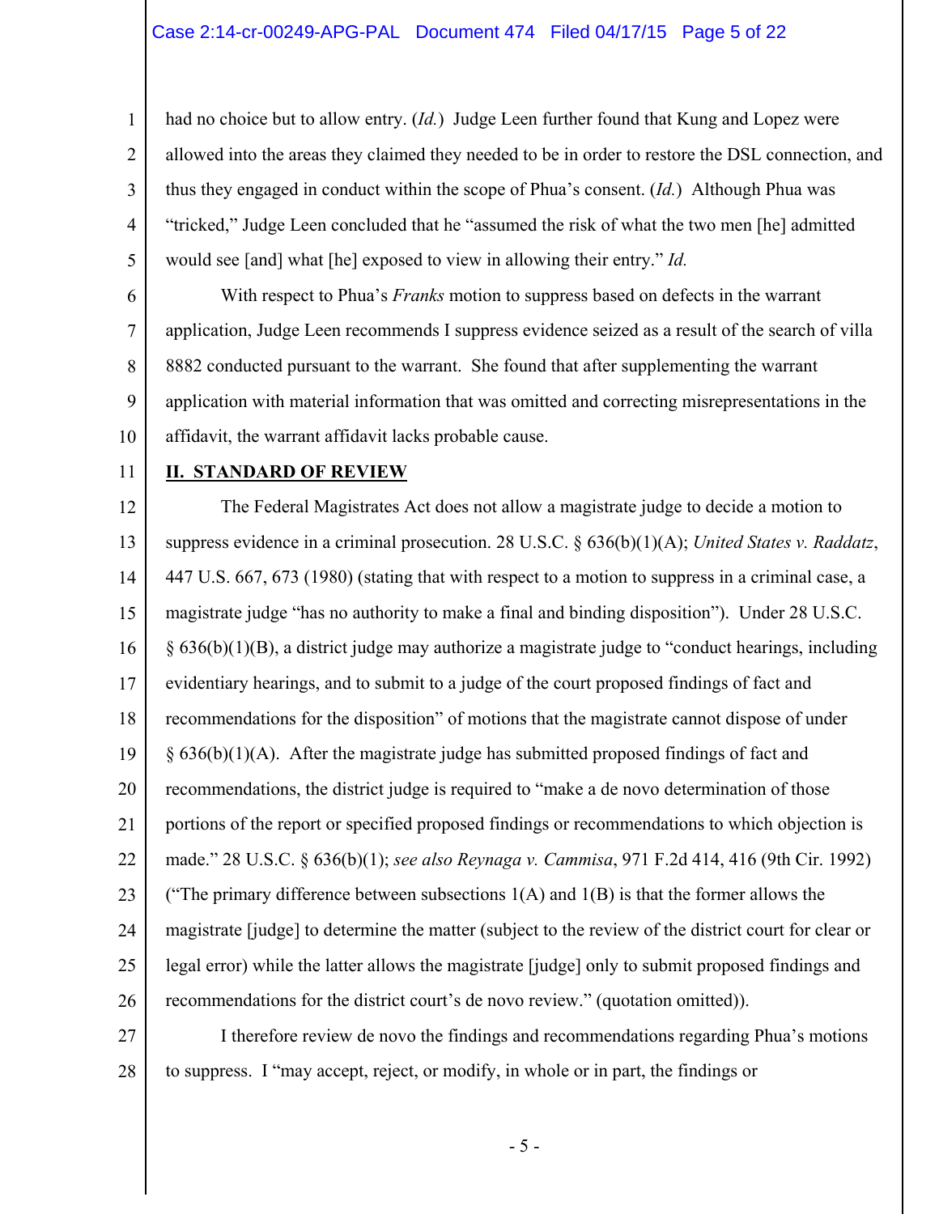had no choice but to allow entry. (*Id.*) Judge Leen further found that Kung and Lopez were allowed into the areas they claimed they needed to be in order to restore the DSL connection, and thus they engaged in conduct within the scope of Phua's consent. (*Id.*) Although Phua was "tricked," Judge Leen concluded that he "assumed the risk of what the two men [he] admitted would see [and] what [he] exposed to view in allowing their entry." *Id.*

With respect to Phua's *Franks* motion to suppress based on defects in the warrant application, Judge Leen recommends I suppress evidence seized as a result of the search of villa 8882 conducted pursuant to the warrant. She found that after supplementing the warrant application with material information that was omitted and correcting misrepresentations in the affidavit, the warrant affidavit lacks probable cause.

## **II. STANDARD OF REVIEW**

The Federal Magistrates Act does not allow a magistrate judge to decide a motion to suppress evidence in a criminal prosecution. 28 U.S.C. § 636(b)(1)(A); *United States v. Raddatz*, 447 U.S. 667, 673 (1980) (stating that with respect to a motion to suppress in a criminal case, a magistrate judge "has no authority to make a final and binding disposition"). Under 28 U.S.C. § 636(b)(1)(B), a district judge may authorize a magistrate judge to "conduct hearings, including evidentiary hearings, and to submit to a judge of the court proposed findings of fact and recommendations for the disposition" of motions that the magistrate cannot dispose of under § 636(b)(1)(A). After the magistrate judge has submitted proposed findings of fact and recommendations, the district judge is required to "make a de novo determination of those portions of the report or specified proposed findings or recommendations to which objection is made." 28 U.S.C. § 636(b)(1); *see also Reynaga v. Cammisa*, 971 F.2d 414, 416 (9th Cir. 1992) ("The primary difference between subsections 1(A) and 1(B) is that the former allows the magistrate [judge] to determine the matter (subject to the review of the district court for clear or legal error) while the latter allows the magistrate [judge] only to submit proposed findings and recommendations for the district court's de novo review." (quotation omitted)).

I therefore review de novo the findings and recommendations regarding Phua's motions to suppress. I "may accept, reject, or modify, in whole or in part, the findings or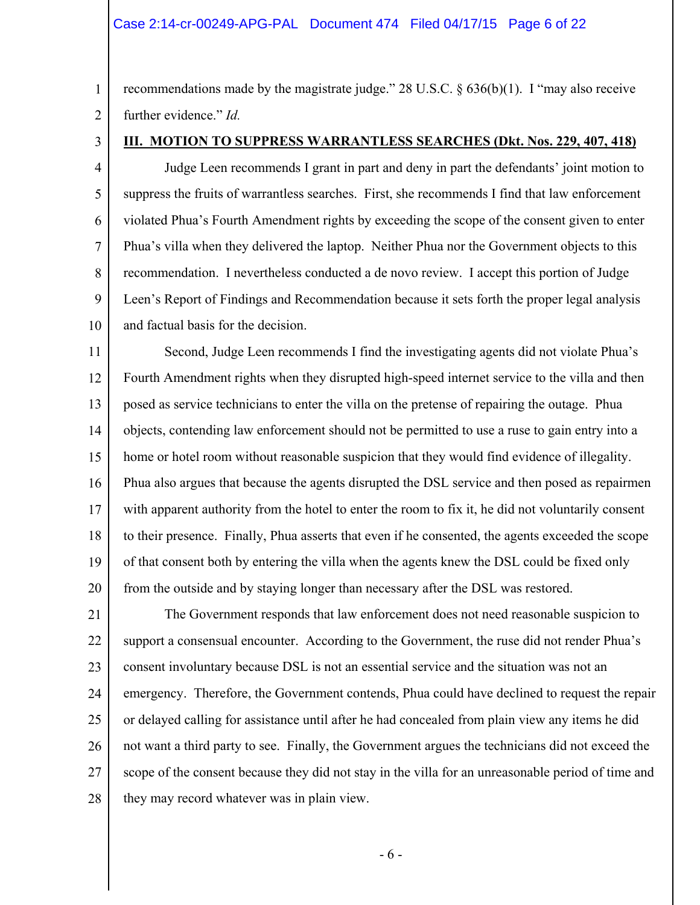recommendations made by the magistrate judge." 28 U.S.C. § 636(b)(1). I "may also receive further evidence." *Id.*

## III. MOTION TO SUPPRESS WARRANTLESS SEARCHES (Dkt. Nos. 229, 407, 418)

Judge Leen recommends I grant in part and deny in part the defendants' joint motion to suppress the fruits of warrantless searches. First, she recommends I find that law enforcement violated Phua's Fourth Amendment rights by exceeding the scope of the consent given to enter Phua's villa when they delivered the laptop. Neither Phua nor the Government objects to this recommendation. I nevertheless conducted a de novo review. I accept this portion of Judge Leen's Report of Findings and Recommendation because it sets forth the proper legal analysis and factual basis for the decision.

Second, Judge Leen recommends I find the investigating agents did not violate Phua's Fourth Amendment rights when they disrupted high-speed internet service to the villa and then posed as service technicians to enter the villa on the pretense of repairing the outage. Phua objects, contending law enforcement should not be permitted to use a ruse to gain entry into a home or hotel room without reasonable suspicion that they would find evidence of illegality. Phua also argues that because the agents disrupted the DSL service and then posed as repairmen with apparent authority from the hotel to enter the room to fix it, he did not voluntarily consent to their presence. Finally, Phua asserts that even if he consented, the agents exceeded the scope of that consent both by entering the villa when the agents knew the DSL could be fixed only from the outside and by staying longer than necessary after the DSL was restored.

The Government responds that law enforcement does not need reasonable suspicion to support a consensual encounter. According to the Government, the ruse did not render Phua's consent involuntary because DSL is not an essential service and the situation was not an emergency. Therefore, the Government contends, Phua could have declined to request the repair or delayed calling for assistance until after he had concealed from plain view any items he did not want a third party to see. Finally, the Government argues the technicians did not exceed the scope of the consent because they did not stay in the villa for an unreasonable period of time and they may record whatever was in plain view.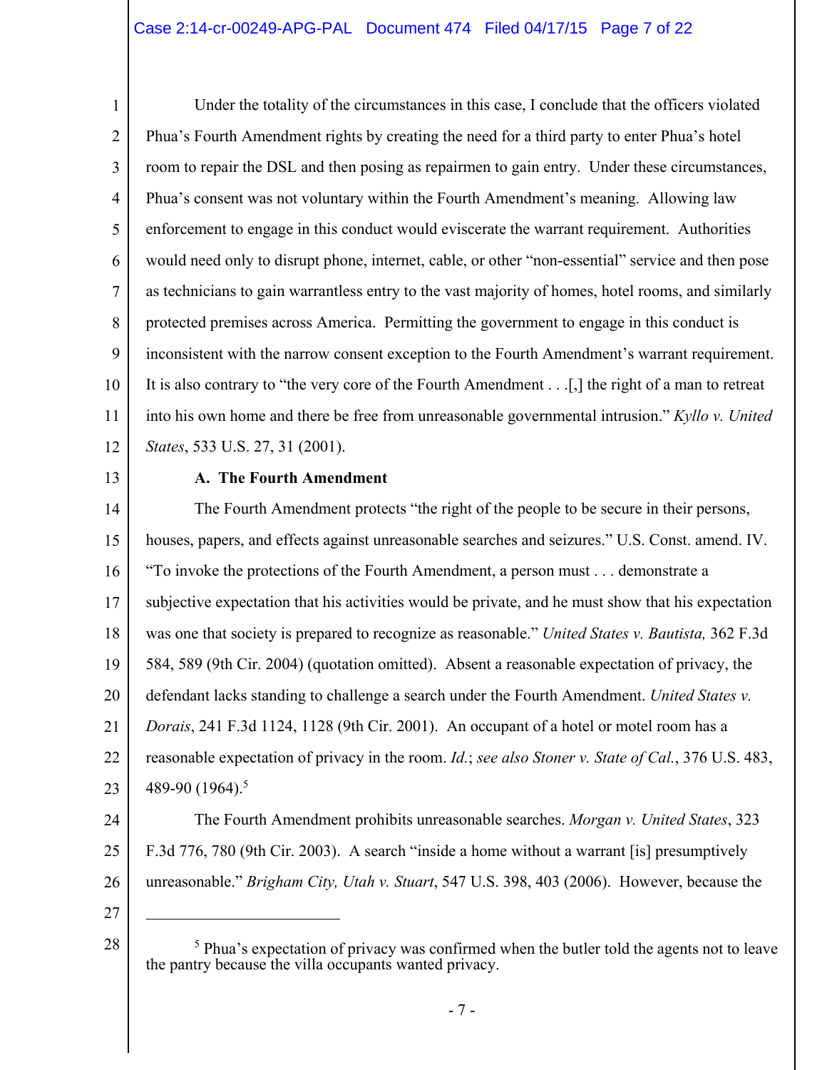Under the totality of the circumstances in this case, I conclude that the officers violated Phua's Fourth Amendment rights by creating the need for a third party to enter Phua's hotel room to repair the DSL and then posing as repairmen to gain entry. Under these circumstances, Phua's consent was not voluntary within the Fourth Amendment's meaning. Allowing law enforcement to engage in this conduct would eviscerate the warrant requirement. Authorities would need only to disrupt phone, internet, cable, or other "non-essential" service and then pose as technicians to gain warrantless entry to the vast majority of homes, hotel rooms, and similarly protected premises across America. Permitting the government to engage in this conduct is inconsistent with the narrow consent exception to the Fourth Amendment's warrant requirement. It is also contrary to "the very core of the Fourth Amendment . . .[,] the right of a man to retreat into his own home and there be free from unreasonable governmental intrusion." *Kyllo v. United States*, 533 U.S. 27, 31 (2001).

**A. The Fourth Amendment**

The Fourth Amendment protects "the right of the people to be secure in their persons, houses, papers, and effects against unreasonable searches and seizures." U.S. Const. amend. IV. "To invoke the protections of the Fourth Amendment, a person must . . . demonstrate a subjective expectation that his activities would be private, and he must show that his expectation was one that society is prepared to recognize as reasonable." *United States v. Bautista,* 362 F.3d 584, 589 (9th Cir. 2004) (quotation omitted). Absent a reasonable expectation of privacy, the defendant lacks standing to challenge a search under the Fourth Amendment. *United States v. Dorais*, 241 F.3d 1124, 1128 (9th Cir. 2001). An occupant of a hotel or motel room has a reasonable expectation of privacy in the room. *Id.*; *see also Stoner v. State of Cal.*, 376 U.S. 483, 489-90 (1964).[5]

The Fourth Amendment prohibits unreasonable searches. *Morgan v. United States*, 323 F.3d 776, 780 (9th Cir. 2003). A search "inside a home without a warrant [is] presumptively unreasonable." *Brigham City, Utah v. Stuart*, 547 U.S. 398, 403 (2006). However, because the

---

[5] Phua's expectation of privacy was confirmed when the butler told the agents not to leave the pantry because the villa occupants wanted privacy.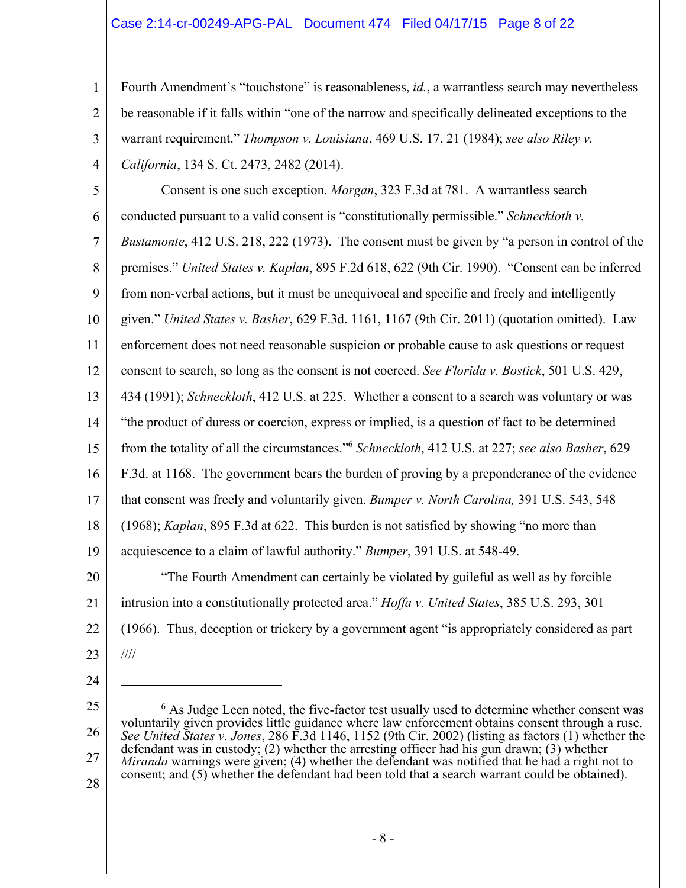Fourth Amendment's "touchstone" is reasonableness, *id.*, a warrantless search may nevertheless be reasonable if it falls within "one of the narrow and specifically delineated exceptions to the warrant requirement." *Thompson v. Louisiana*, 469 U.S. 17, 21 (1984); *see also Riley v. California*, 134 S. Ct. 2473, 2482 (2014).

Consent is one such exception. *Morgan*, 323 F.3d at 781. A warrantless search conducted pursuant to a valid consent is "constitutionally permissible." *Schneckloth v. Bustamonte*, 412 U.S. 218, 222 (1973). The consent must be given by "a person in control of the premises." *United States v. Kaplan*, 895 F.2d 618, 622 (9th Cir. 1990). "Consent can be inferred from non-verbal actions, but it must be unequivocal and specific and freely and intelligently given." *United States v. Basher*, 629 F.3d. 1161, 1167 (9th Cir. 2011) (quotation omitted). Law enforcement does not need reasonable suspicion or probable cause to ask questions or request consent to search, so long as the consent is not coerced. *See Florida v. Bostick*, 501 U.S. 429, 434 (1991); *Schneckloth*, 412 U.S. at 225. Whether a consent to a search was voluntary or was "the product of duress or coercion, express or implied, is a question of fact to be determined from the totality of all the circumstances."[6] *Schneckloth*, 412 U.S. at 227; *see also Basher*, 629 F.3d. at 1168. The government bears the burden of proving by a preponderance of the evidence that consent was freely and voluntarily given. *Bumper v. North Carolina,* 391 U.S. 543, 548 (1968); *Kaplan*, 895 F.3d at 622. This burden is not satisfied by showing "no more than acquiescence to a claim of lawful authority." *Bumper*, 391 U.S. at 548-49.

"The Fourth Amendment can certainly be violated by guileful as well as by forcible intrusion into a constitutionally protected area." *Hoffa v. United States*, 385 U.S. 293, 301 (1966). Thus, deception or trickery by a government agent "is appropriately considered as part

////

---

[6] As Judge Leen noted, the five-factor test usually used to determine whether consent was voluntarily given provides little guidance where law enforcement obtains consent through a ruse. *See United States v. Jones*, 286 F.3d 1146, 1152 (9th Cir. 2002) (listing as factors (1) whether the defendant was in custody; (2) whether the arresting officer had his gun drawn; (3) whether *Miranda* warnings were given; (4) whether the defendant was notified that he had a right not to consent; and (5) whether the defendant had been told that a search warrant could be obtained).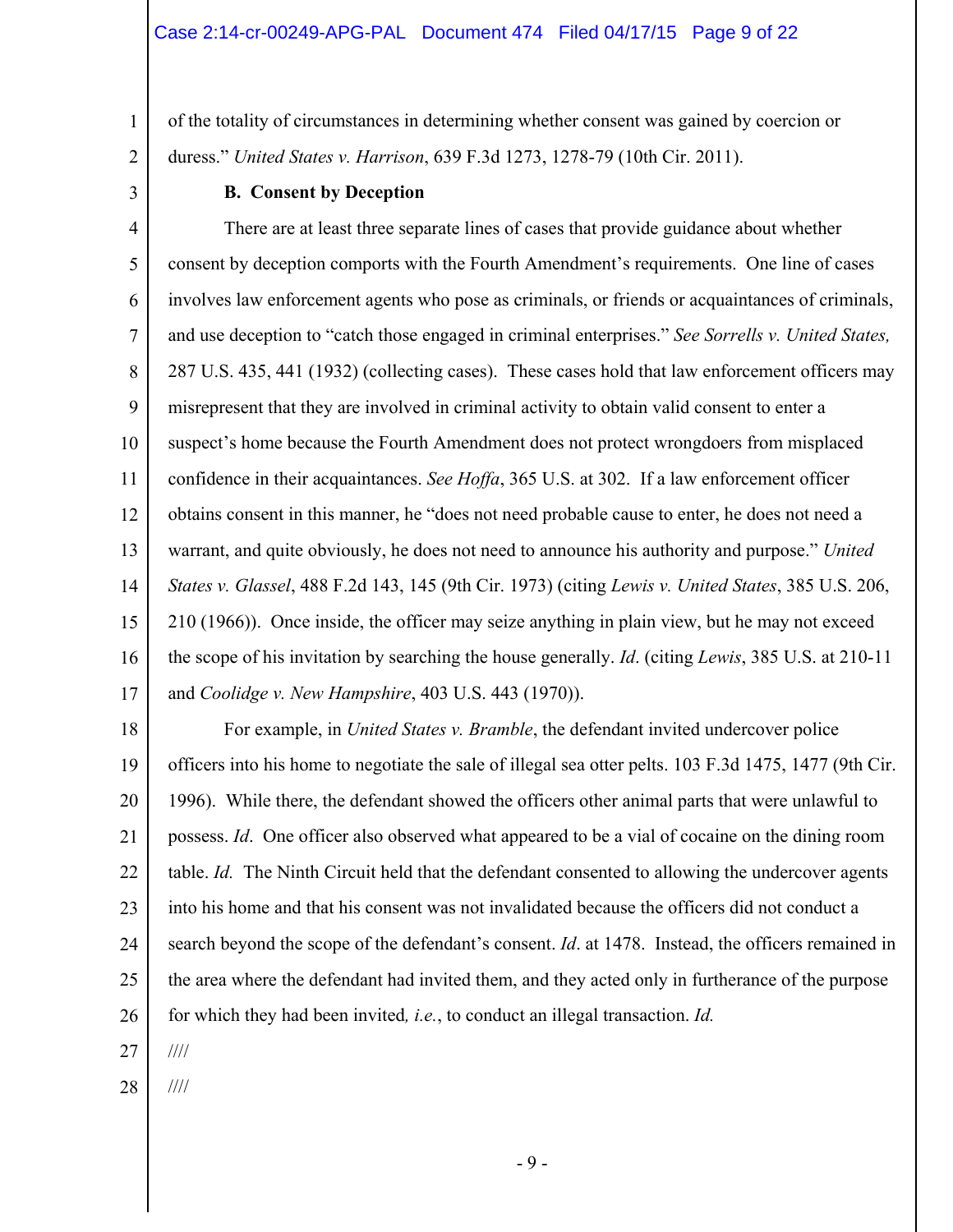of the totality of circumstances in determining whether consent was gained by coercion or duress." *United States v. Harrison*, 639 F.3d 1273, 1278-79 (10th Cir. 2011).

**B. Consent by Deception**

There are at least three separate lines of cases that provide guidance about whether consent by deception comports with the Fourth Amendment's requirements. One line of cases involves law enforcement agents who pose as criminals, or friends or acquaintances of criminals, and use deception to "catch those engaged in criminal enterprises." *See Sorrells v. United States,* 287 U.S. 435, 441 (1932) (collecting cases). These cases hold that law enforcement officers may misrepresent that they are involved in criminal activity to obtain valid consent to enter a suspect's home because the Fourth Amendment does not protect wrongdoers from misplaced confidence in their acquaintances. *See Hoffa*, 365 U.S. at 302. If a law enforcement officer obtains consent in this manner, he "does not need probable cause to enter, he does not need a warrant, and quite obviously, he does not need to announce his authority and purpose." *United States v. Glassel*, 488 F.2d 143, 145 (9th Cir. 1973) (citing *Lewis v. United States*, 385 U.S. 206, 210 (1966)). Once inside, the officer may seize anything in plain view, but he may not exceed the scope of his invitation by searching the house generally. *Id*. (citing *Lewis*, 385 U.S. at 210-11 and *Coolidge v. New Hampshire*, 403 U.S. 443 (1970)).

For example, in *United States v. Bramble*, the defendant invited undercover police officers into his home to negotiate the sale of illegal sea otter pelts. 103 F.3d 1475, 1477 (9th Cir. 1996). While there, the defendant showed the officers other animal parts that were unlawful to possess. *Id*. One officer also observed what appeared to be a vial of cocaine on the dining room table. *Id.* The Ninth Circuit held that the defendant consented to allowing the undercover agents into his home and that his consent was not invalidated because the officers did not conduct a search beyond the scope of the defendant's consent. *Id*. at 1478. Instead, the officers remained in the area where the defendant had invited them, and they acted only in furtherance of the purpose for which they had been invited*, i.e.*, to conduct an illegal transaction. *Id.*

////

////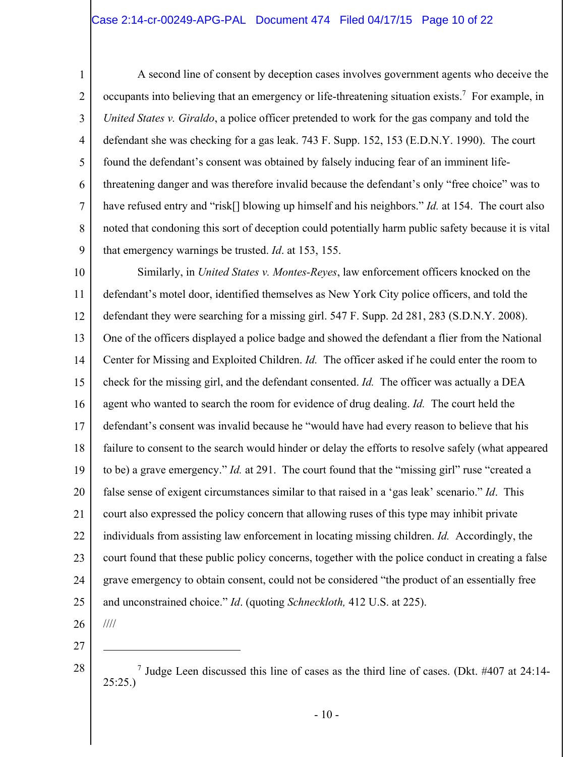A second line of consent by deception cases involves government agents who deceive the occupants into believing that an emergency or life-threatening situation exists.[7] For example, in *United States v. Giraldo*, a police officer pretended to work for the gas company and told the defendant she was checking for a gas leak. 743 F. Supp. 152, 153 (E.D.N.Y. 1990). The court found the defendant's consent was obtained by falsely inducing fear of an imminent life-threatening danger and was therefore invalid because the defendant's only "free choice" was to have refused entry and "risk[] blowing up himself and his neighbors." *Id.* at 154. The court also noted that condoning this sort of deception could potentially harm public safety because it is vital that emergency warnings be trusted. *Id*. at 153, 155.

Similarly, in *United States v. Montes-Reyes*, law enforcement officers knocked on the defendant's motel door, identified themselves as New York City police officers, and told the defendant they were searching for a missing girl. 547 F. Supp. 2d 281, 283 (S.D.N.Y. 2008). One of the officers displayed a police badge and showed the defendant a flier from the National Center for Missing and Exploited Children. *Id.* The officer asked if he could enter the room to check for the missing girl, and the defendant consented. *Id.* The officer was actually a DEA agent who wanted to search the room for evidence of drug dealing. *Id.* The court held the defendant's consent was invalid because he "would have had every reason to believe that his failure to consent to the search would hinder or delay the efforts to resolve safely (what appeared to be) a grave emergency." *Id.* at 291. The court found that the "missing girl" ruse "created a false sense of exigent circumstances similar to that raised in a 'gas leak' scenario." *Id*. This court also expressed the policy concern that allowing ruses of this type may inhibit private individuals from assisting law enforcement in locating missing children. *Id.* Accordingly, the court found that these public policy concerns, together with the police conduct in creating a false grave emergency to obtain consent, could not be considered "the product of an essentially free and unconstrained choice." *Id*. (quoting *Schneckloth,* 412 U.S. at 225).

////

---

[7] Judge Leen discussed this line of cases as the third line of cases. (Dkt. #407 at 24:14-25:25.)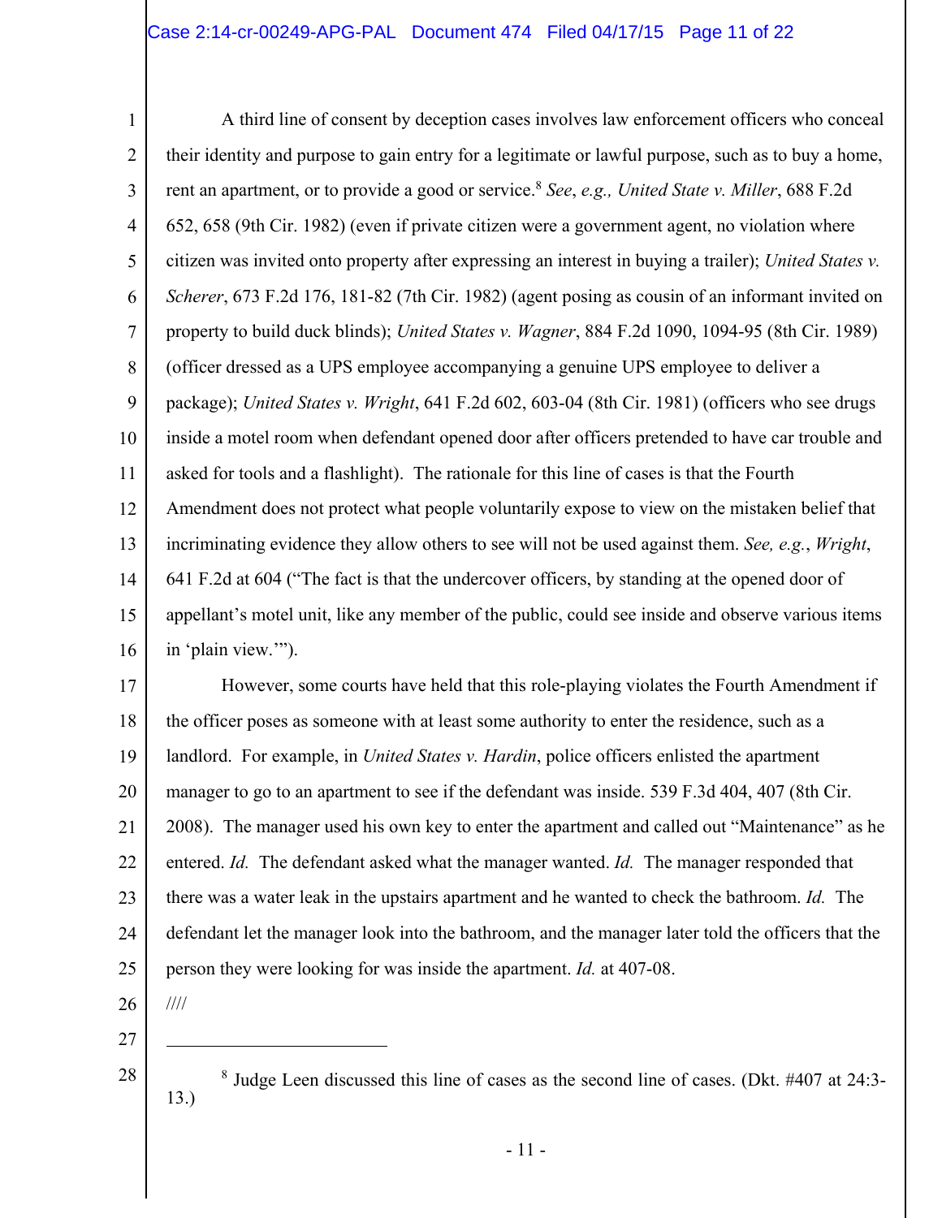A third line of consent by deception cases involves law enforcement officers who conceal their identity and purpose to gain entry for a legitimate or lawful purpose, such as to buy a home, rent an apartment, or to provide a good or service.[8] *See*, *e.g., United State v. Miller*, 688 F.2d 652, 658 (9th Cir. 1982) (even if private citizen were a government agent, no violation where citizen was invited onto property after expressing an interest in buying a trailer); *United States v. Scherer*, 673 F.2d 176, 181-82 (7th Cir. 1982) (agent posing as cousin of an informant invited on property to build duck blinds); *United States v. Wagner*, 884 F.2d 1090, 1094-95 (8th Cir. 1989) (officer dressed as a UPS employee accompanying a genuine UPS employee to deliver a package); *United States v. Wright*, 641 F.2d 602, 603-04 (8th Cir. 1981) (officers who see drugs inside a motel room when defendant opened door after officers pretended to have car trouble and asked for tools and a flashlight). The rationale for this line of cases is that the Fourth Amendment does not protect what people voluntarily expose to view on the mistaken belief that incriminating evidence they allow others to see will not be used against them. *See, e.g.*, *Wright*, 641 F.2d at 604 ("The fact is that the undercover officers, by standing at the opened door of appellant's motel unit, like any member of the public, could see inside and observe various items in 'plain view.'").

However, some courts have held that this role-playing violates the Fourth Amendment if the officer poses as someone with at least some authority to enter the residence, such as a landlord. For example, in *United States v. Hardin*, police officers enlisted the apartment manager to go to an apartment to see if the defendant was inside. 539 F.3d 404, 407 (8th Cir. 2008). The manager used his own key to enter the apartment and called out "Maintenance" as he entered. *Id.* The defendant asked what the manager wanted. *Id.* The manager responded that there was a water leak in the upstairs apartment and he wanted to check the bathroom. *Id.* The defendant let the manager look into the bathroom, and the manager later told the officers that the person they were looking for was inside the apartment. *Id.* at 407-08.

////

---

[8] Judge Leen discussed this line of cases as the second line of cases. (Dkt. #407 at 24:3-13.)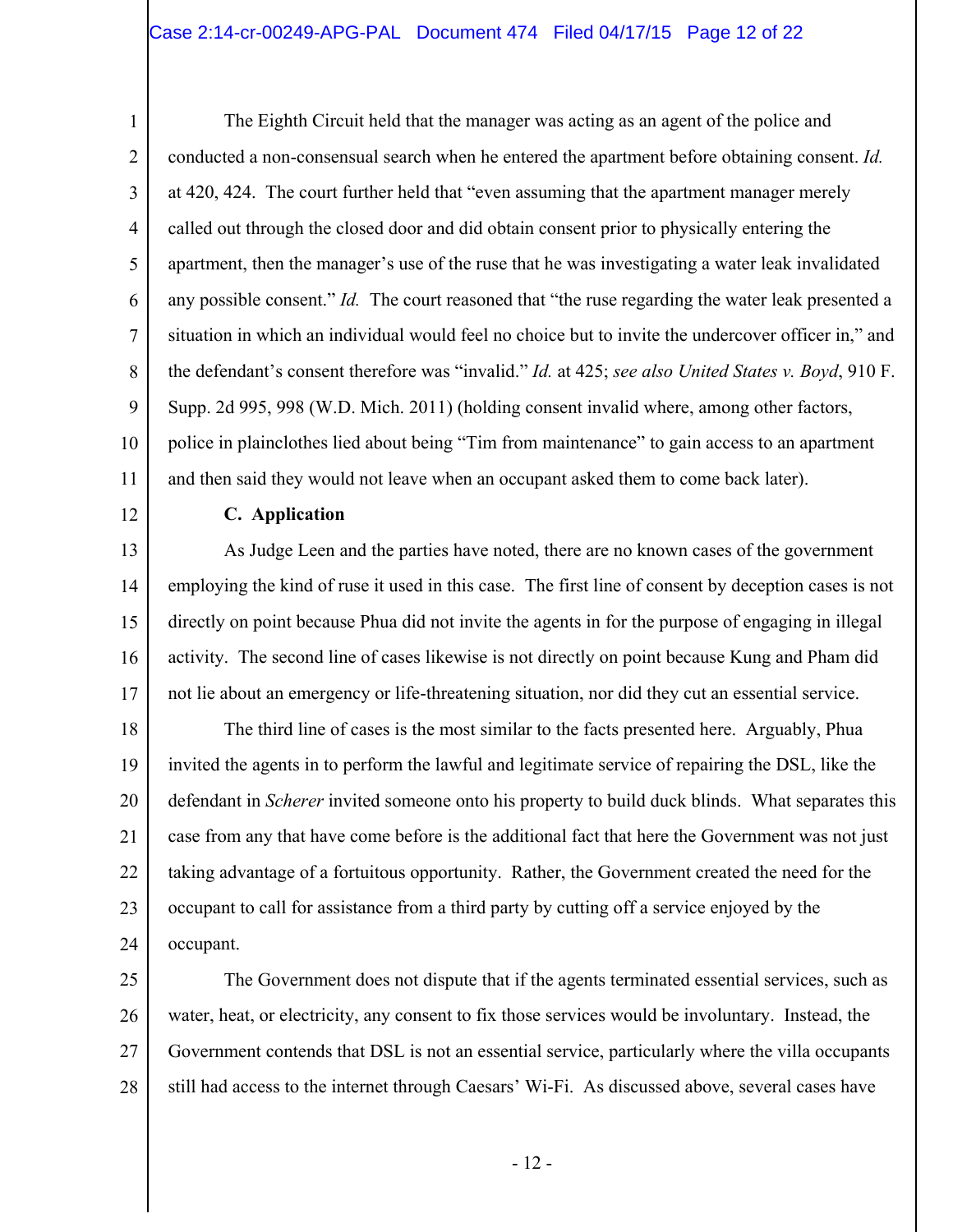The Eighth Circuit held that the manager was acting as an agent of the police and conducted a non-consensual search when he entered the apartment before obtaining consent. *Id.* at 420, 424. The court further held that "even assuming that the apartment manager merely called out through the closed door and did obtain consent prior to physically entering the apartment, then the manager's use of the ruse that he was investigating a water leak invalidated any possible consent." *Id.* The court reasoned that "the ruse regarding the water leak presented a situation in which an individual would feel no choice but to invite the undercover officer in," and the defendant's consent therefore was "invalid." *Id.* at 425; *see also United States v. Boyd*, 910 F. Supp. 2d 995, 998 (W.D. Mich. 2011) (holding consent invalid where, among other factors, police in plainclothes lied about being "Tim from maintenance" to gain access to an apartment and then said they would not leave when an occupant asked them to come back later).

**C. Application**

As Judge Leen and the parties have noted, there are no known cases of the government employing the kind of ruse it used in this case. The first line of consent by deception cases is not directly on point because Phua did not invite the agents in for the purpose of engaging in illegal activity. The second line of cases likewise is not directly on point because Kung and Pham did not lie about an emergency or life-threatening situation, nor did they cut an essential service.

The third line of cases is the most similar to the facts presented here. Arguably, Phua invited the agents in to perform the lawful and legitimate service of repairing the DSL, like the defendant in *Scherer* invited someone onto his property to build duck blinds. What separates this case from any that have come before is the additional fact that here the Government was not just taking advantage of a fortuitous opportunity. Rather, the Government created the need for the occupant to call for assistance from a third party by cutting off a service enjoyed by the occupant.

The Government does not dispute that if the agents terminated essential services, such as water, heat, or electricity, any consent to fix those services would be involuntary. Instead, the Government contends that DSL is not an essential service, particularly where the villa occupants still had access to the internet through Caesars' Wi-Fi. As discussed above, several cases have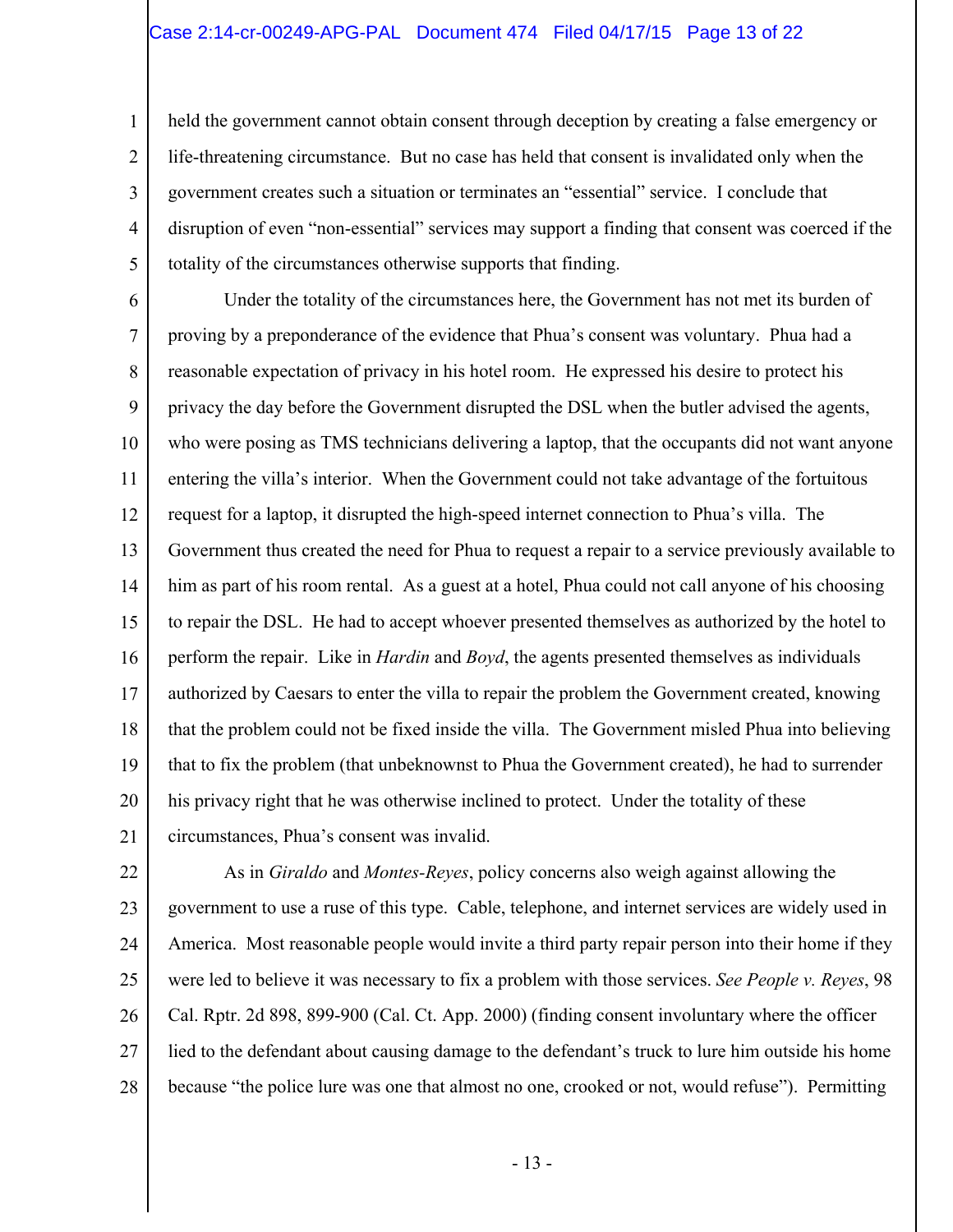held the government cannot obtain consent through deception by creating a false emergency or life-threatening circumstance. But no case has held that consent is invalidated only when the government creates such a situation or terminates an "essential" service. I conclude that disruption of even "non-essential" services may support a finding that consent was coerced if the totality of the circumstances otherwise supports that finding.

Under the totality of the circumstances here, the Government has not met its burden of proving by a preponderance of the evidence that Phua's consent was voluntary. Phua had a reasonable expectation of privacy in his hotel room. He expressed his desire to protect his privacy the day before the Government disrupted the DSL when the butler advised the agents, who were posing as TMS technicians delivering a laptop, that the occupants did not want anyone entering the villa's interior. When the Government could not take advantage of the fortuitous request for a laptop, it disrupted the high-speed internet connection to Phua's villa. The Government thus created the need for Phua to request a repair to a service previously available to him as part of his room rental. As a guest at a hotel, Phua could not call anyone of his choosing to repair the DSL. He had to accept whoever presented themselves as authorized by the hotel to perform the repair. Like in *Hardin* and *Boyd*, the agents presented themselves as individuals authorized by Caesars to enter the villa to repair the problem the Government created, knowing that the problem could not be fixed inside the villa. The Government misled Phua into believing that to fix the problem (that unbeknownst to Phua the Government created), he had to surrender his privacy right that he was otherwise inclined to protect. Under the totality of these circumstances, Phua's consent was invalid.

As in *Giraldo* and *Montes-Reyes*, policy concerns also weigh against allowing the government to use a ruse of this type. Cable, telephone, and internet services are widely used in America. Most reasonable people would invite a third party repair person into their home if they were led to believe it was necessary to fix a problem with those services. *See People v. Reyes*, 98 Cal. Rptr. 2d 898, 899-900 (Cal. Ct. App. 2000) (finding consent involuntary where the officer lied to the defendant about causing damage to the defendant's truck to lure him outside his home because "the police lure was one that almost no one, crooked or not, would refuse"). Permitting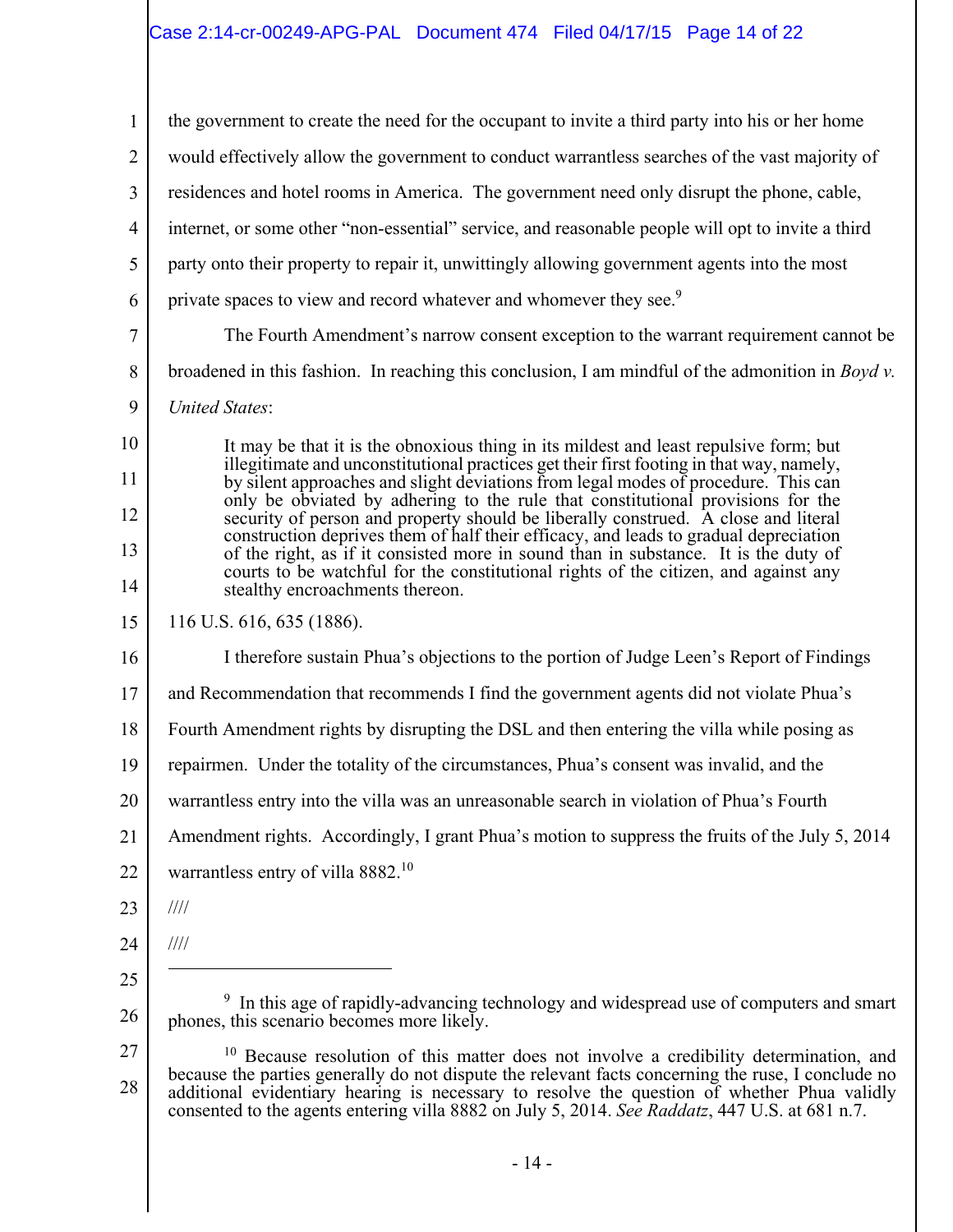the government to create the need for the occupant to invite a third party into his or her home would effectively allow the government to conduct warrantless searches of the vast majority of residences and hotel rooms in America. The government need only disrupt the phone, cable, internet, or some other "non-essential" service, and reasonable people will opt to invite a third party onto their property to repair it, unwittingly allowing government agents into the most private spaces to view and record whatever and whomever they see.[9]

The Fourth Amendment's narrow consent exception to the warrant requirement cannot be broadened in this fashion. In reaching this conclusion, I am mindful of the admonition in *Boyd v. United States*:

> It may be that it is the obnoxious thing in its mildest and least repulsive form; but illegitimate and unconstitutional practices get their first footing in that way, namely, by silent approaches and slight deviations from legal modes of procedure. This can only be obviated by adhering to the rule that constitutional provisions for the security of person and property should be liberally construed. A close and literal construction deprives them of half their efficacy, and leads to gradual depreciation of the right, as if it consisted more in sound than in substance. It is the duty of courts to be watchful for the constitutional rights of the citizen, and against any stealthy encroachments thereon.

116 U.S. 616, 635 (1886).

I therefore sustain Phua's objections to the portion of Judge Leen's Report of Findings and Recommendation that recommends I find the government agents did not violate Phua's Fourth Amendment rights by disrupting the DSL and then entering the villa while posing as repairmen. Under the totality of the circumstances, Phua's consent was invalid, and the warrantless entry into the villa was an unreasonable search in violation of Phua's Fourth Amendment rights. Accordingly, I grant Phua's motion to suppress the fruits of the July 5, 2014 warrantless entry of villa 8882.[10]

////

////

---

[9] In this age of rapidly-advancing technology and widespread use of computers and smart phones, this scenario becomes more likely.

[10] Because resolution of this matter does not involve a credibility determination, and because the parties generally do not dispute the relevant facts concerning the ruse, I conclude no additional evidentiary hearing is necessary to resolve the question of whether Phua validly consented to the agents entering villa 8882 on July 5, 2014. *See Raddatz*, 447 U.S. at 681 n.7.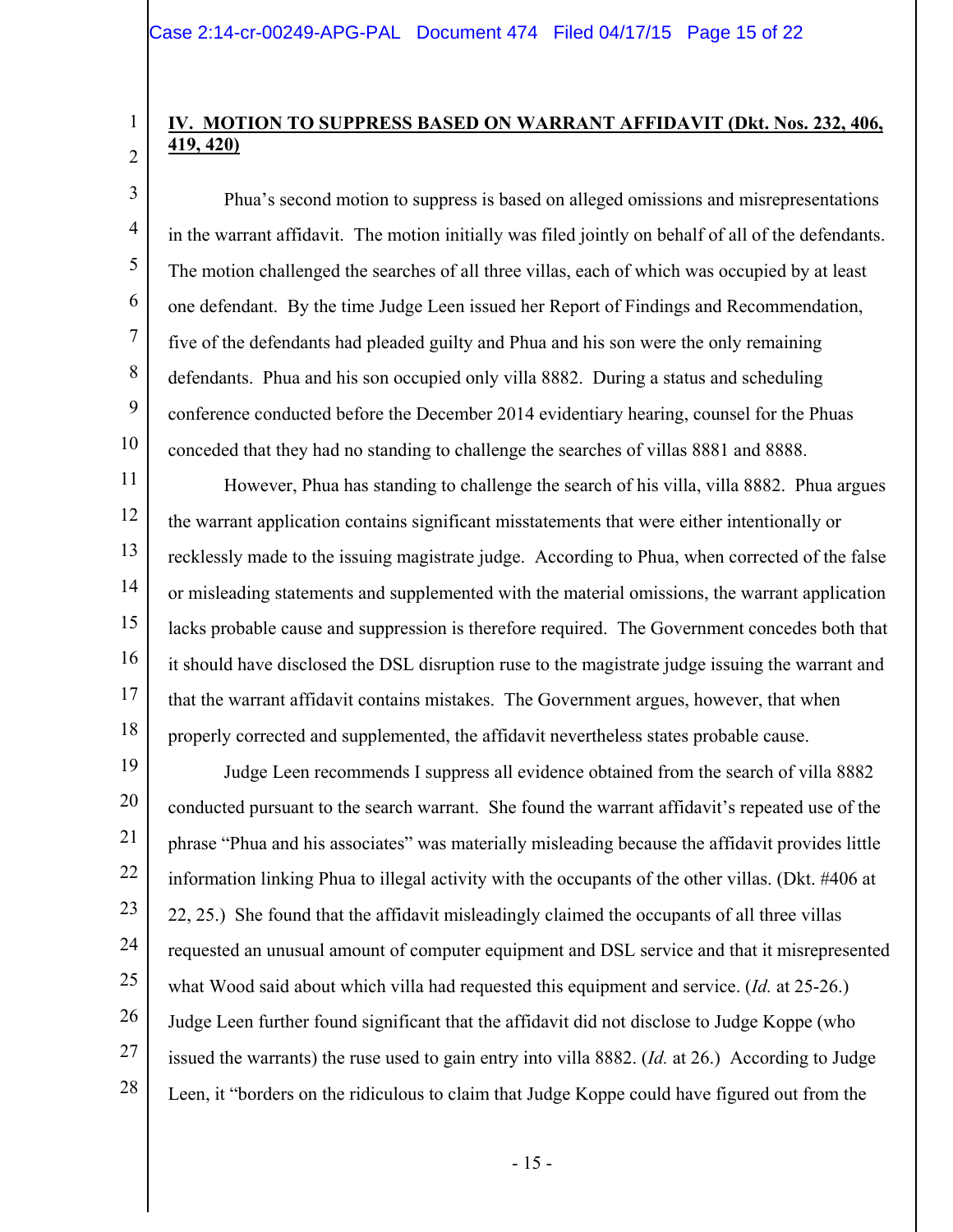## IV. MOTION TO SUPPRESS BASED ON WARRANT AFFIDAVIT (Dkt. Nos. 232, 406, 419, 420)

Phua's second motion to suppress is based on alleged omissions and misrepresentations in the warrant affidavit. The motion initially was filed jointly on behalf of all of the defendants. The motion challenged the searches of all three villas, each of which was occupied by at least one defendant. By the time Judge Leen issued her Report of Findings and Recommendation, five of the defendants had pleaded guilty and Phua and his son were the only remaining defendants. Phua and his son occupied only villa 8882. During a status and scheduling conference conducted before the December 2014 evidentiary hearing, counsel for the Phuas conceded that they had no standing to challenge the searches of villas 8881 and 8888.

However, Phua has standing to challenge the search of his villa, villa 8882. Phua argues the warrant application contains significant misstatements that were either intentionally or recklessly made to the issuing magistrate judge. According to Phua, when corrected of the false or misleading statements and supplemented with the material omissions, the warrant application lacks probable cause and suppression is therefore required. The Government concedes both that it should have disclosed the DSL disruption ruse to the magistrate judge issuing the warrant and that the warrant affidavit contains mistakes. The Government argues, however, that when properly corrected and supplemented, the affidavit nevertheless states probable cause.

Judge Leen recommends I suppress all evidence obtained from the search of villa 8882 conducted pursuant to the search warrant. She found the warrant affidavit's repeated use of the phrase "Phua and his associates" was materially misleading because the affidavit provides little information linking Phua to illegal activity with the occupants of the other villas. (Dkt. #406 at 22, 25.) She found that the affidavit misleadingly claimed the occupants of all three villas requested an unusual amount of computer equipment and DSL service and that it misrepresented what Wood said about which villa had requested this equipment and service. (*Id.* at 25-26.) Judge Leen further found significant that the affidavit did not disclose to Judge Koppe (who issued the warrants) the ruse used to gain entry into villa 8882. (*Id.* at 26.) According to Judge Leen, it "borders on the ridiculous to claim that Judge Koppe could have figured out from the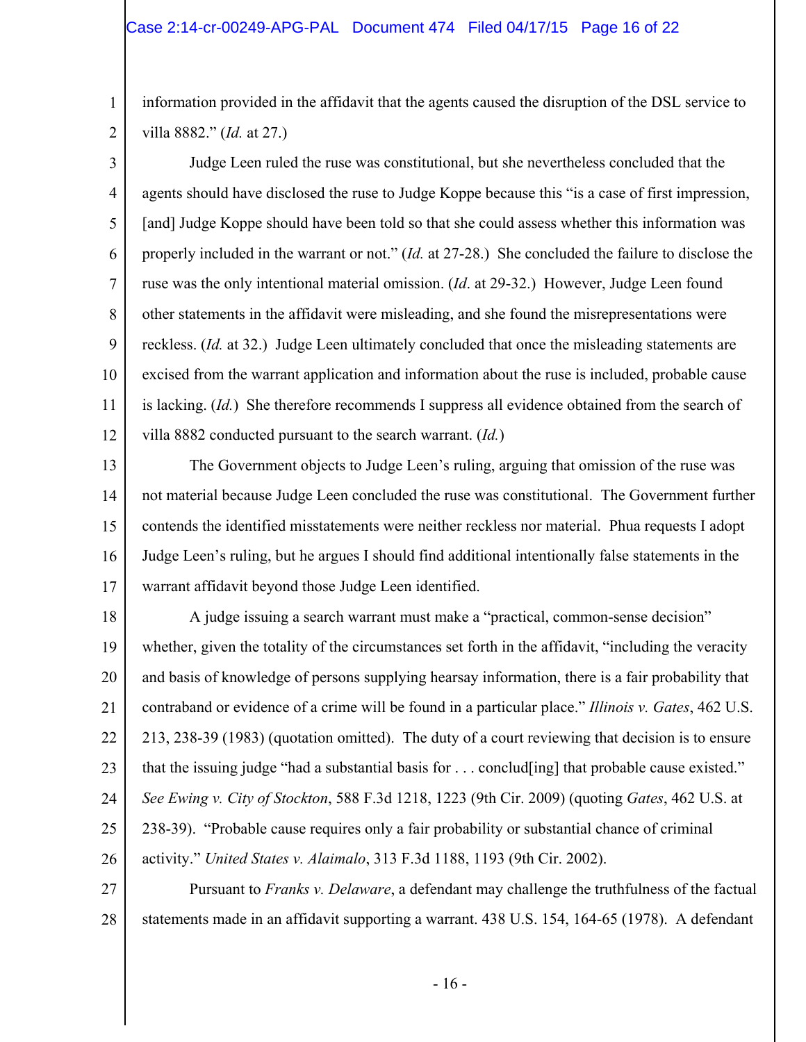information provided in the affidavit that the agents caused the disruption of the DSL service to villa 8882." (*Id.* at 27.)

Judge Leen ruled the ruse was constitutional, but she nevertheless concluded that the agents should have disclosed the ruse to Judge Koppe because this "is a case of first impression, [and] Judge Koppe should have been told so that she could assess whether this information was properly included in the warrant or not." (*Id.* at 27-28.) She concluded the failure to disclose the ruse was the only intentional material omission. (*Id*. at 29-32.) However, Judge Leen found other statements in the affidavit were misleading, and she found the misrepresentations were reckless. (*Id.* at 32.) Judge Leen ultimately concluded that once the misleading statements are excised from the warrant application and information about the ruse is included, probable cause is lacking. (*Id.*) She therefore recommends I suppress all evidence obtained from the search of villa 8882 conducted pursuant to the search warrant. (*Id.*)

The Government objects to Judge Leen's ruling, arguing that omission of the ruse was not material because Judge Leen concluded the ruse was constitutional. The Government further contends the identified misstatements were neither reckless nor material. Phua requests I adopt Judge Leen's ruling, but he argues I should find additional intentionally false statements in the warrant affidavit beyond those Judge Leen identified.

A judge issuing a search warrant must make a "practical, common-sense decision" whether, given the totality of the circumstances set forth in the affidavit, "including the veracity and basis of knowledge of persons supplying hearsay information, there is a fair probability that contraband or evidence of a crime will be found in a particular place." *Illinois v. Gates*, 462 U.S. 213, 238-39 (1983) (quotation omitted). The duty of a court reviewing that decision is to ensure that the issuing judge "had a substantial basis for . . . conclud[ing] that probable cause existed." *See Ewing v. City of Stockton*, 588 F.3d 1218, 1223 (9th Cir. 2009) (quoting *Gates*, 462 U.S. at 238-39). "Probable cause requires only a fair probability or substantial chance of criminal activity." *United States v. Alaimalo*, 313 F.3d 1188, 1193 (9th Cir. 2002).

Pursuant to *Franks v. Delaware*, a defendant may challenge the truthfulness of the factual statements made in an affidavit supporting a warrant. 438 U.S. 154, 164-65 (1978). A defendant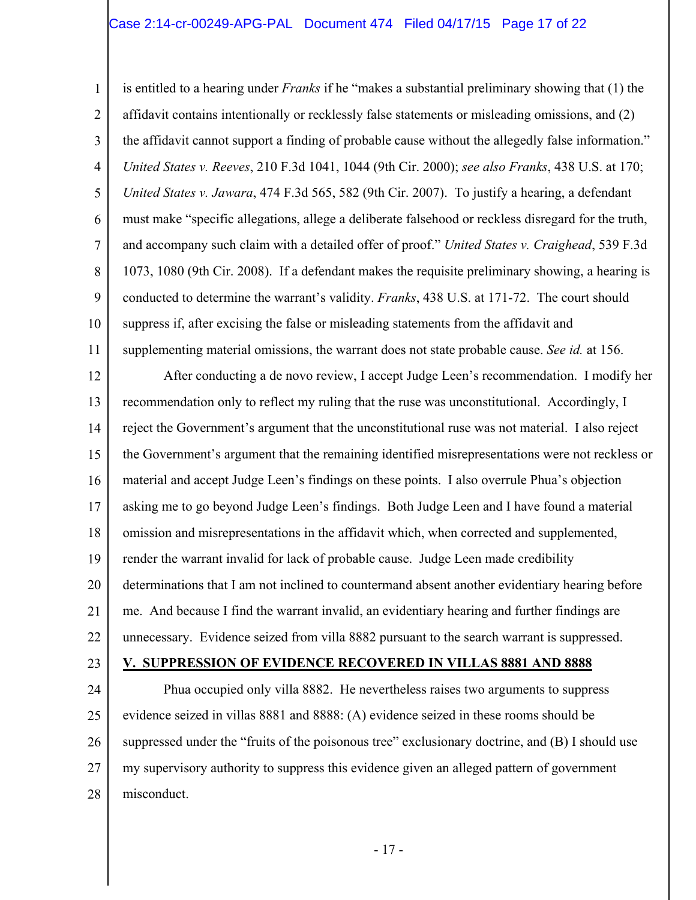is entitled to a hearing under *Franks* if he "makes a substantial preliminary showing that (1) the affidavit contains intentionally or recklessly false statements or misleading omissions, and (2) the affidavit cannot support a finding of probable cause without the allegedly false information." *United States v. Reeves*, 210 F.3d 1041, 1044 (9th Cir. 2000); *see also Franks*, 438 U.S. at 170; *United States v. Jawara*, 474 F.3d 565, 582 (9th Cir. 2007). To justify a hearing, a defendant must make "specific allegations, allege a deliberate falsehood or reckless disregard for the truth, and accompany such claim with a detailed offer of proof." *United States v. Craighead*, 539 F.3d 1073, 1080 (9th Cir. 2008). If a defendant makes the requisite preliminary showing, a hearing is conducted to determine the warrant's validity. *Franks*, 438 U.S. at 171-72. The court should suppress if, after excising the false or misleading statements from the affidavit and supplementing material omissions, the warrant does not state probable cause. *See id.* at 156.

After conducting a de novo review, I accept Judge Leen's recommendation. I modify her recommendation only to reflect my ruling that the ruse was unconstitutional. Accordingly, I reject the Government's argument that the unconstitutional ruse was not material. I also reject the Government's argument that the remaining identified misrepresentations were not reckless or material and accept Judge Leen's findings on these points. I also overrule Phua's objection asking me to go beyond Judge Leen's findings. Both Judge Leen and I have found a material omission and misrepresentations in the affidavit which, when corrected and supplemented, render the warrant invalid for lack of probable cause. Judge Leen made credibility determinations that I am not inclined to countermand absent another evidentiary hearing before me. And because I find the warrant invalid, an evidentiary hearing and further findings are unnecessary. Evidence seized from villa 8882 pursuant to the search warrant is suppressed.

## V. SUPPRESSION OF EVIDENCE RECOVERED IN VILLAS 8881 AND 8888

Phua occupied only villa 8882. He nevertheless raises two arguments to suppress evidence seized in villas 8881 and 8888: (A) evidence seized in these rooms should be suppressed under the "fruits of the poisonous tree" exclusionary doctrine, and (B) I should use my supervisory authority to suppress this evidence given an alleged pattern of government misconduct.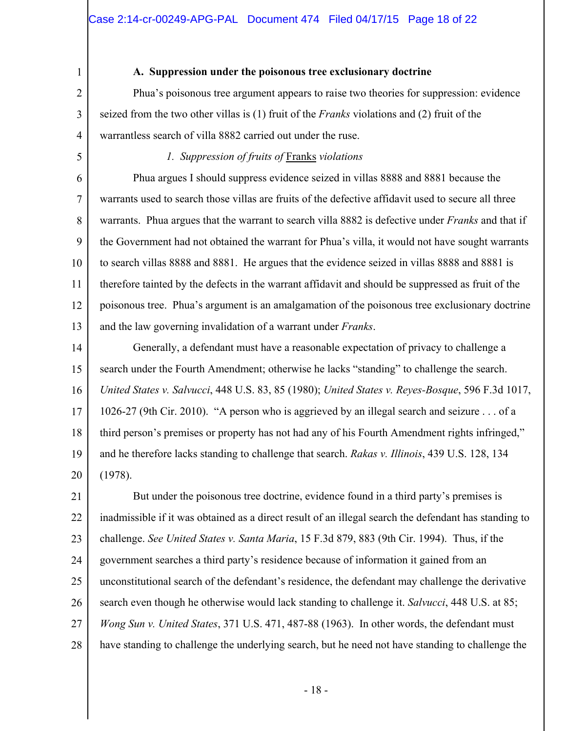**A. Suppression under the poisonous tree exclusionary doctrine**

Phua's poisonous tree argument appears to raise two theories for suppression: evidence seized from the two other villas is (1) fruit of the *Franks* violations and (2) fruit of the warrantless search of villa 8882 carried out under the ruse.

*1. Suppression of fruits of* Franks *violations*

Phua argues I should suppress evidence seized in villas 8888 and 8881 because the warrants used to search those villas are fruits of the defective affidavit used to secure all three warrants. Phua argues that the warrant to search villa 8882 is defective under *Franks* and that if the Government had not obtained the warrant for Phua's villa, it would not have sought warrants to search villas 8888 and 8881. He argues that the evidence seized in villas 8888 and 8881 is therefore tainted by the defects in the warrant affidavit and should be suppressed as fruit of the poisonous tree. Phua's argument is an amalgamation of the poisonous tree exclusionary doctrine and the law governing invalidation of a warrant under *Franks*.

Generally, a defendant must have a reasonable expectation of privacy to challenge a search under the Fourth Amendment; otherwise he lacks "standing" to challenge the search. *United States v. Salvucci*, 448 U.S. 83, 85 (1980); *United States v. Reyes-Bosque*, 596 F.3d 1017, 1026-27 (9th Cir. 2010). "A person who is aggrieved by an illegal search and seizure . . . of a third person's premises or property has not had any of his Fourth Amendment rights infringed," and he therefore lacks standing to challenge that search. *Rakas v. Illinois*, 439 U.S. 128, 134 (1978).

But under the poisonous tree doctrine, evidence found in a third party's premises is inadmissible if it was obtained as a direct result of an illegal search the defendant has standing to challenge. *See United States v. Santa Maria*, 15 F.3d 879, 883 (9th Cir. 1994). Thus, if the government searches a third party's residence because of information it gained from an unconstitutional search of the defendant's residence, the defendant may challenge the derivative search even though he otherwise would lack standing to challenge it. *Salvucci*, 448 U.S. at 85; *Wong Sun v. United States*, 371 U.S. 471, 487-88 (1963). In other words, the defendant must have standing to challenge the underlying search, but he need not have standing to challenge the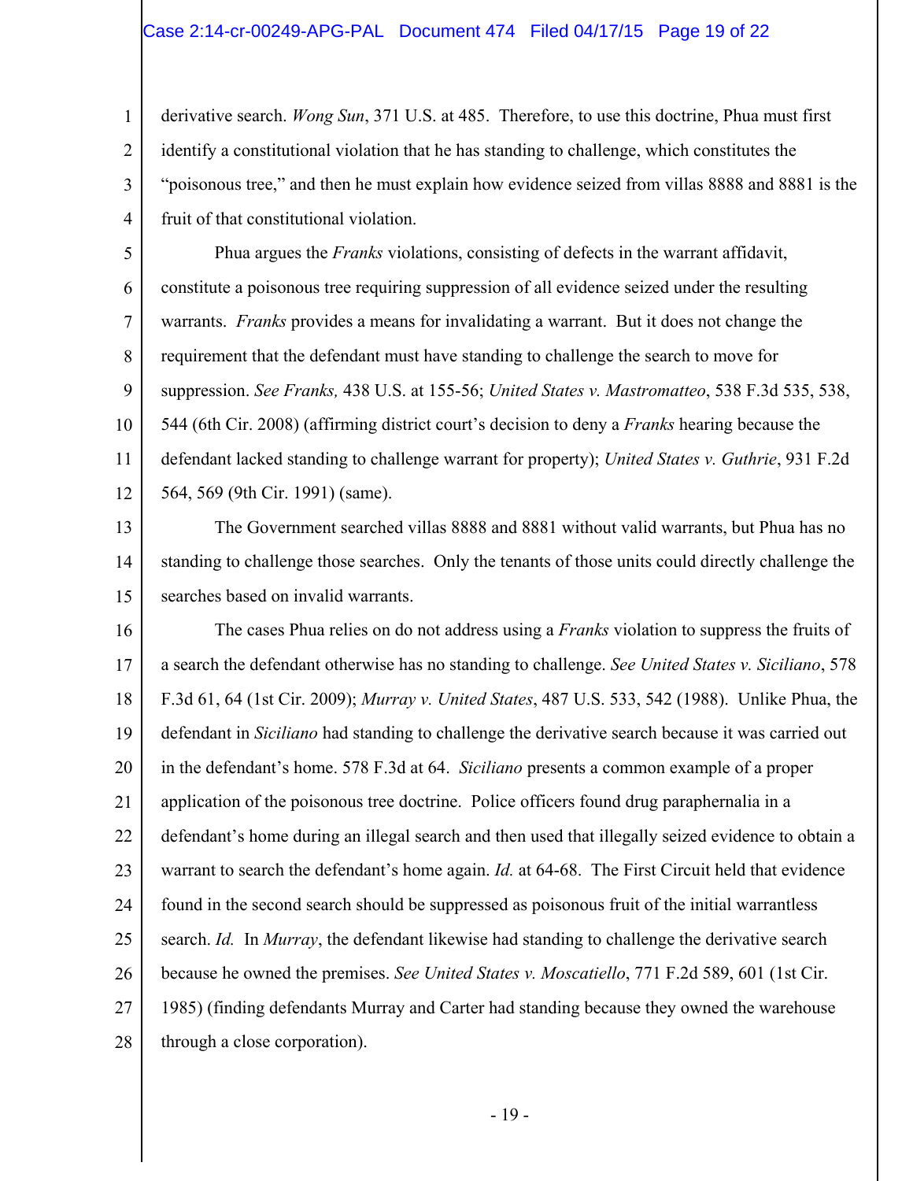derivative search. *Wong Sun*, 371 U.S. at 485. Therefore, to use this doctrine, Phua must first identify a constitutional violation that he has standing to challenge, which constitutes the "poisonous tree," and then he must explain how evidence seized from villas 8888 and 8881 is the fruit of that constitutional violation.

Phua argues the *Franks* violations, consisting of defects in the warrant affidavit, constitute a poisonous tree requiring suppression of all evidence seized under the resulting warrants. *Franks* provides a means for invalidating a warrant. But it does not change the requirement that the defendant must have standing to challenge the search to move for suppression. *See Franks,* 438 U.S. at 155-56; *United States v. Mastromatteo*, 538 F.3d 535, 538, 544 (6th Cir. 2008) (affirming district court's decision to deny a *Franks* hearing because the defendant lacked standing to challenge warrant for property); *United States v. Guthrie*, 931 F.2d 564, 569 (9th Cir. 1991) (same).

The Government searched villas 8888 and 8881 without valid warrants, but Phua has no standing to challenge those searches. Only the tenants of those units could directly challenge the searches based on invalid warrants.

The cases Phua relies on do not address using a *Franks* violation to suppress the fruits of a search the defendant otherwise has no standing to challenge. *See United States v. Siciliano*, 578 F.3d 61, 64 (1st Cir. 2009); *Murray v. United States*, 487 U.S. 533, 542 (1988). Unlike Phua, the defendant in *Siciliano* had standing to challenge the derivative search because it was carried out in the defendant's home. 578 F.3d at 64. *Siciliano* presents a common example of a proper application of the poisonous tree doctrine. Police officers found drug paraphernalia in a defendant's home during an illegal search and then used that illegally seized evidence to obtain a warrant to search the defendant's home again. *Id.* at 64-68. The First Circuit held that evidence found in the second search should be suppressed as poisonous fruit of the initial warrantless search. *Id.* In *Murray*, the defendant likewise had standing to challenge the derivative search because he owned the premises. *See United States v. Moscatiello*, 771 F.2d 589, 601 (1st Cir. 1985) (finding defendants Murray and Carter had standing because they owned the warehouse through a close corporation).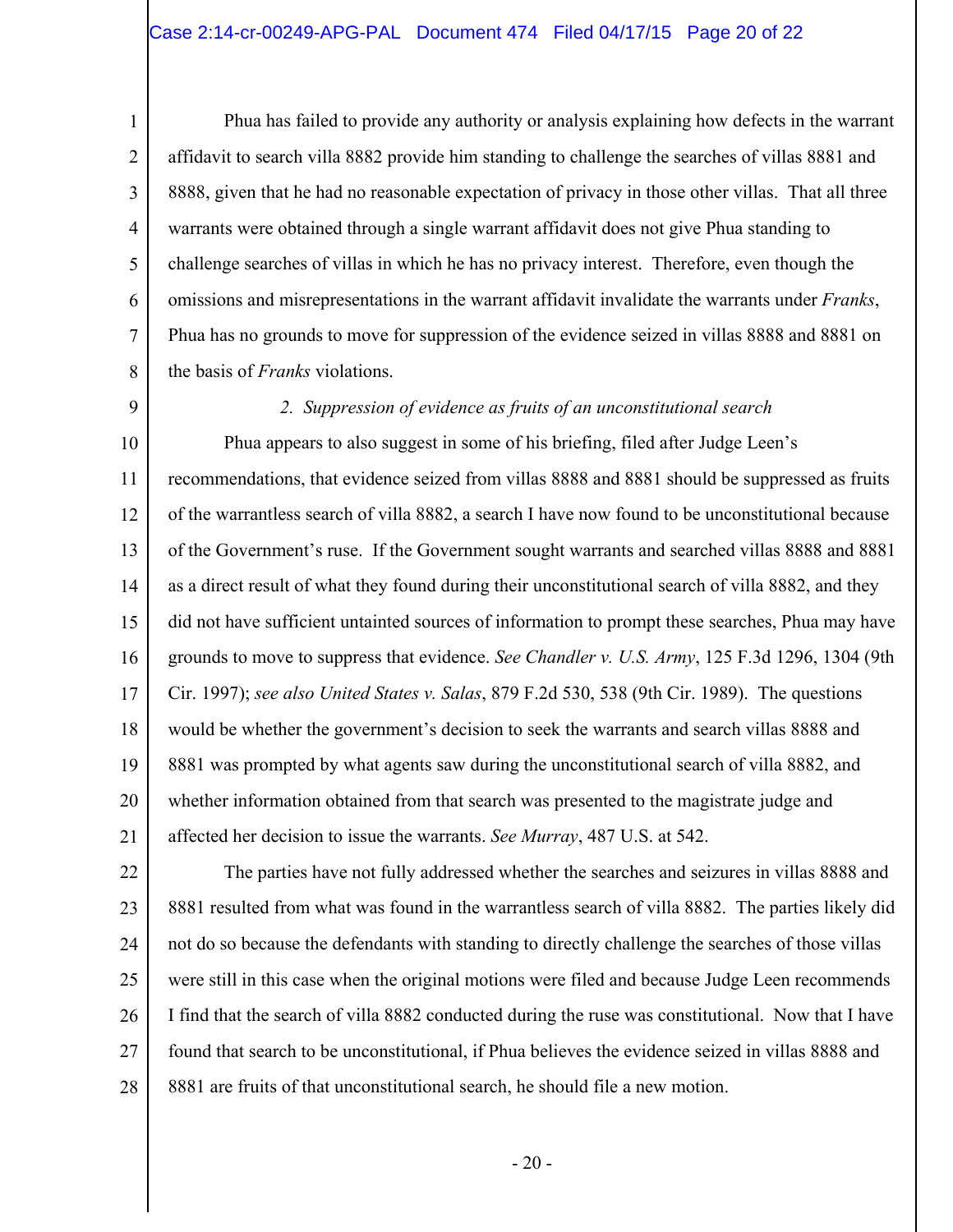Phua has failed to provide any authority or analysis explaining how defects in the warrant affidavit to search villa 8882 provide him standing to challenge the searches of villas 8881 and 8888, given that he had no reasonable expectation of privacy in those other villas. That all three warrants were obtained through a single warrant affidavit does not give Phua standing to challenge searches of villas in which he has no privacy interest. Therefore, even though the omissions and misrepresentations in the warrant affidavit invalidate the warrants under *Franks*, Phua has no grounds to move for suppression of the evidence seized in villas 8888 and 8881 on the basis of *Franks* violations.

*2. Suppression of evidence as fruits of an unconstitutional search*

Phua appears to also suggest in some of his briefing, filed after Judge Leen's recommendations, that evidence seized from villas 8888 and 8881 should be suppressed as fruits of the warrantless search of villa 8882, a search I have now found to be unconstitutional because of the Government's ruse. If the Government sought warrants and searched villas 8888 and 8881 as a direct result of what they found during their unconstitutional search of villa 8882, and they did not have sufficient untainted sources of information to prompt these searches, Phua may have grounds to move to suppress that evidence. *See Chandler v. U.S. Army*, 125 F.3d 1296, 1304 (9th Cir. 1997); *see also United States v. Salas*, 879 F.2d 530, 538 (9th Cir. 1989). The questions would be whether the government's decision to seek the warrants and search villas 8888 and 8881 was prompted by what agents saw during the unconstitutional search of villa 8882, and whether information obtained from that search was presented to the magistrate judge and affected her decision to issue the warrants. *See Murray*, 487 U.S. at 542.

The parties have not fully addressed whether the searches and seizures in villas 8888 and 8881 resulted from what was found in the warrantless search of villa 8882. The parties likely did not do so because the defendants with standing to directly challenge the searches of those villas were still in this case when the original motions were filed and because Judge Leen recommends I find that the search of villa 8882 conducted during the ruse was constitutional. Now that I have found that search to be unconstitutional, if Phua believes the evidence seized in villas 8888 and 8881 are fruits of that unconstitutional search, he should file a new motion.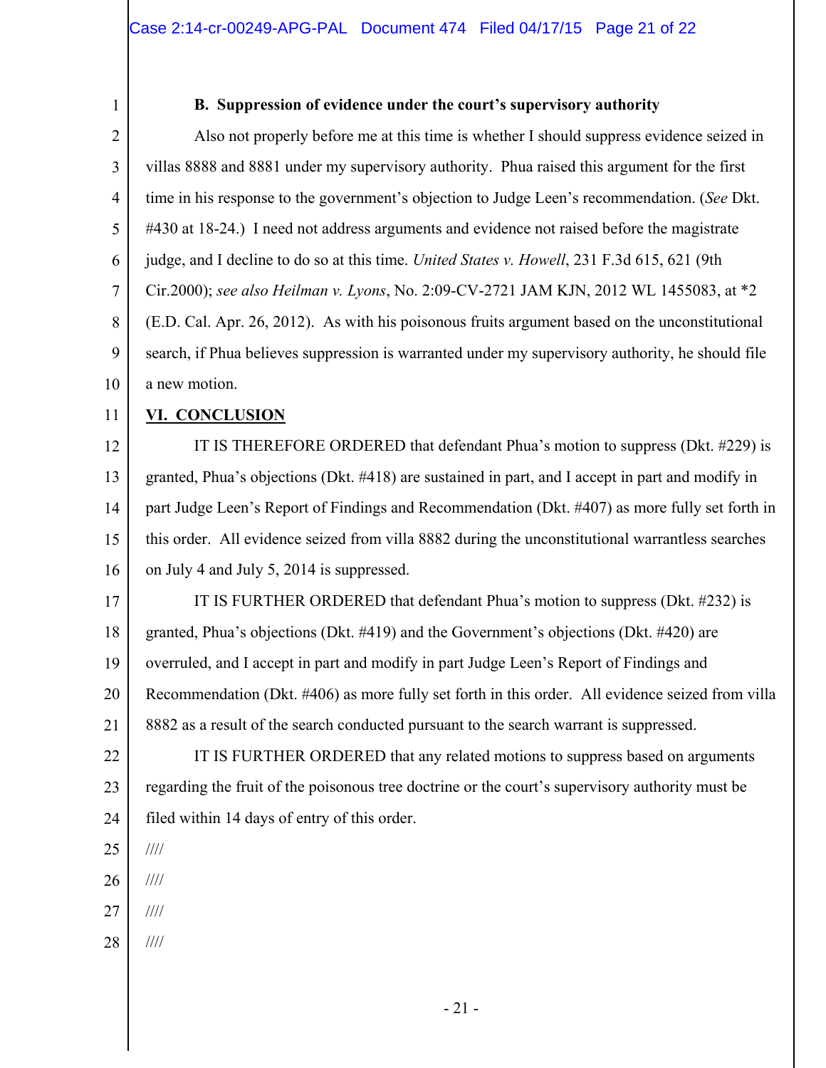### B. Suppression of evidence under the court's supervisory authority

Also not properly before me at this time is whether I should suppress evidence seized in villas 8888 and 8881 under my supervisory authority. Phua raised this argument for the first time in his response to the government's objection to Judge Leen's recommendation. (*See* Dkt. #430 at 18-24.) I need not address arguments and evidence not raised before the magistrate judge, and I decline to do so at this time. *United States v. Howell*, 231 F.3d 615, 621 (9th Cir.2000); *see also Heilman v. Lyons*, No. 2:09-CV-2721 JAM KJN, 2012 WL 1455083, at *2 (E.D. Cal. Apr. 26, 2012). As with his poisonous fruits argument based on the unconstitutional search, if Phua believes suppression is warranted under my supervisory authority, he should file a new motion.

## VI. CONCLUSION

IT IS THEREFORE ORDERED that defendant Phua's motion to suppress (Dkt. #229) is granted, Phua's objections (Dkt. #418) are sustained in part, and I accept in part and modify in part Judge Leen's Report of Findings and Recommendation (Dkt. #407) as more fully set forth in this order. All evidence seized from villa 8882 during the unconstitutional warrantless searches on July 4 and July 5, 2014 is suppressed.

IT IS FURTHER ORDERED that defendant Phua's motion to suppress (Dkt. #232) is granted, Phua's objections (Dkt. #419) and the Government's objections (Dkt. #420) are overruled, and I accept in part and modify in part Judge Leen's Report of Findings and Recommendation (Dkt. #406) as more fully set forth in this order. All evidence seized from villa 8882 as a result of the search conducted pursuant to the search warrant is suppressed.

IT IS FURTHER ORDERED that any related motions to suppress based on arguments regarding the fruit of the poisonous tree doctrine or the court's supervisory authority must be filed within 14 days of entry of this order.

////

////

////

////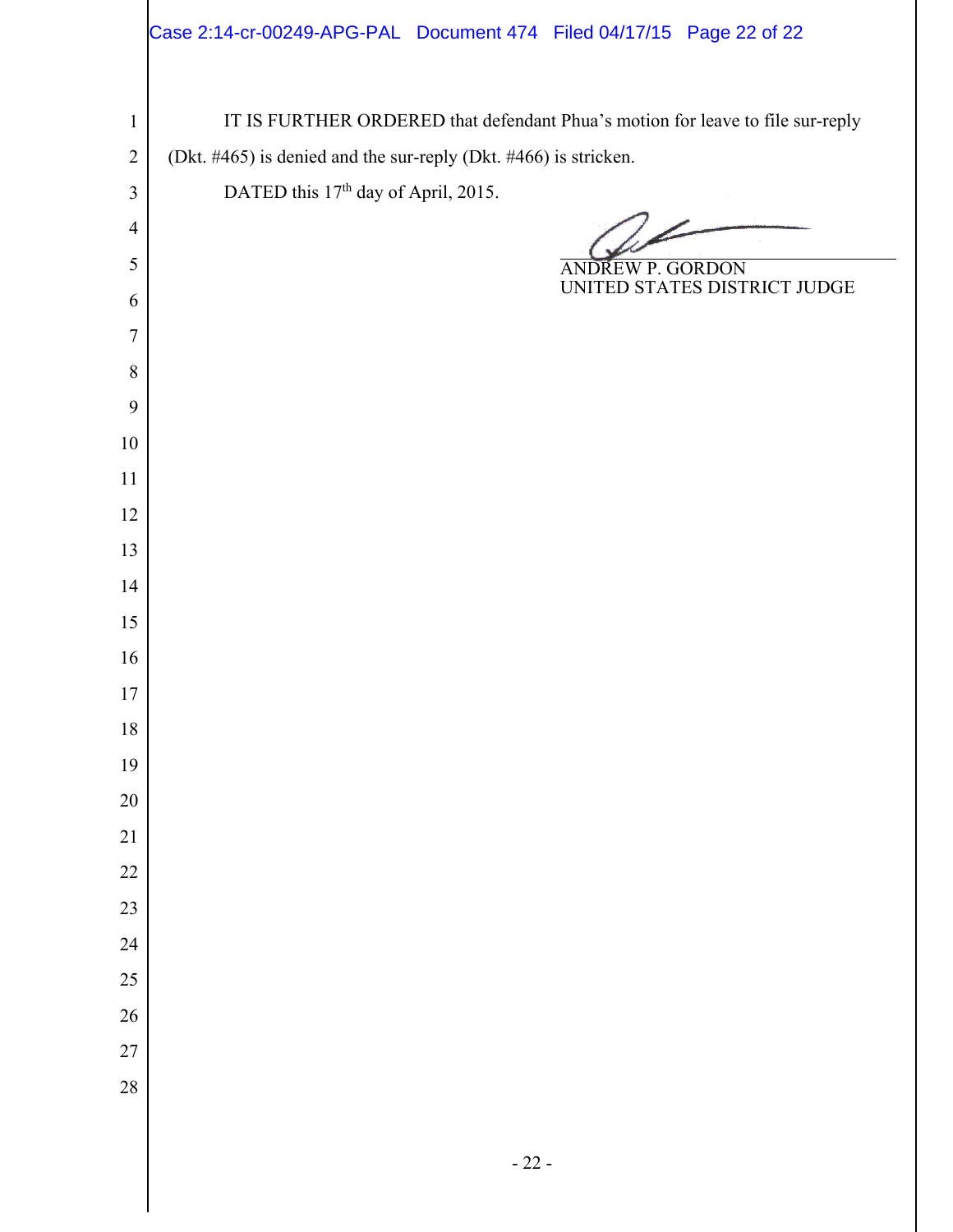IT IS FURTHER ORDERED that defendant Phua's motion for leave to file sur-reply (Dkt. #465) is denied and the sur-reply (Dkt. #466) is stricken.

DATED this 17th day of April, 2015.

ANDREW P. GORDON
UNITED STATES DISTRICT JUDGE